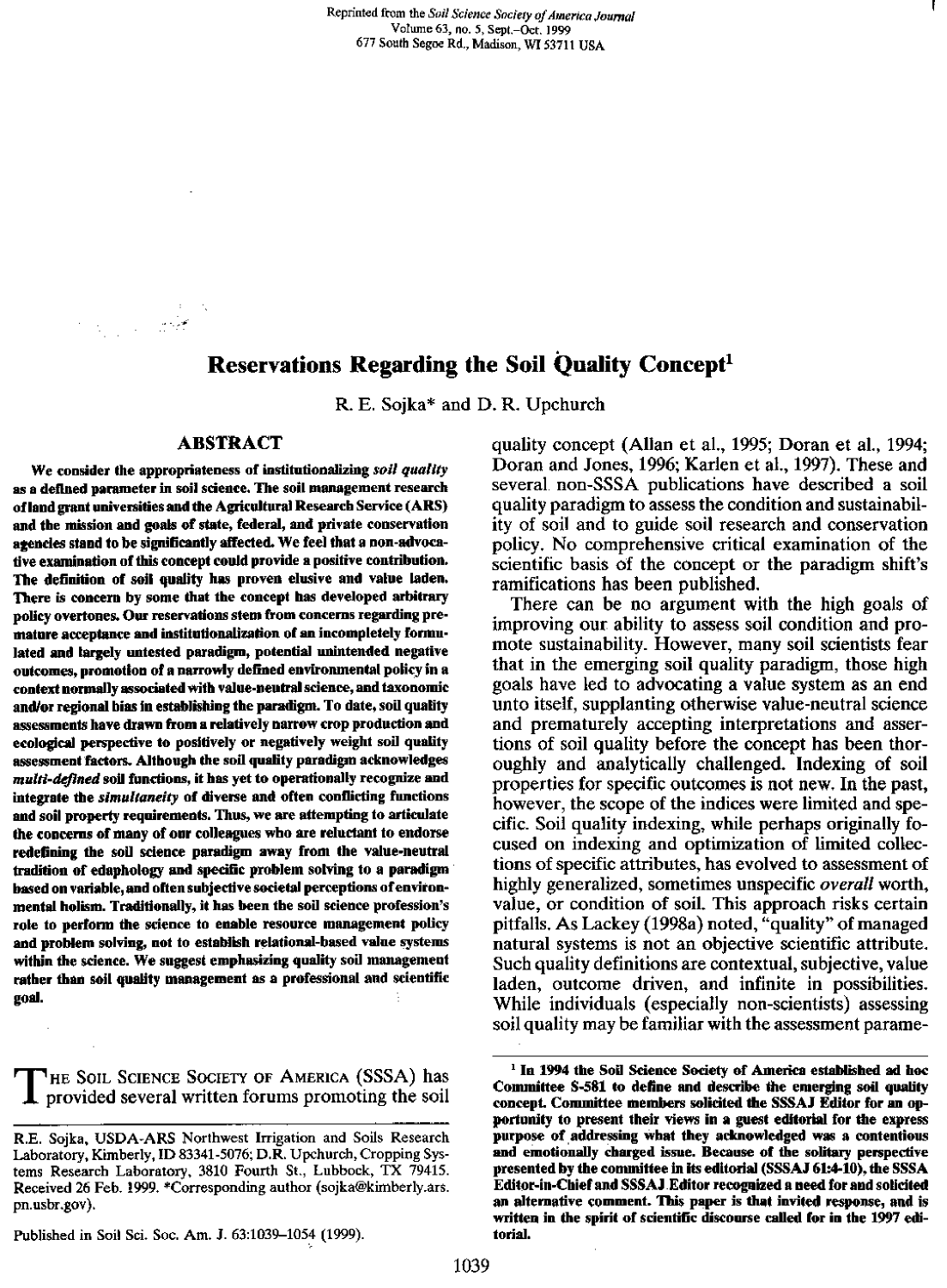Reprinted from the *Soil Science Society of America Journal*
Volume 63, no. 5, Sept.–Oct. 1999
677 South Segoe Rd., Madison, WI 53711 USA

# Reservations Regarding the Soil Quality Concept[1]

R. E. Sojka* and D. R. Upchurch

## ABSTRACT

**We consider the appropriateness of institutionalizing *soil quality* as a defined parameter in soil science. The soil management research of land grant universities and the Agricultural Research Service (ARS) and the mission and goals of state, federal, and private conservation agencies stand to be significantly affected. We feel that a non-advocative examination of this concept could provide a positive contribution. The definition of soil quality has proven elusive and value laden. There is concern by some that the concept has developed arbitrary policy overtones. Our reservations stem from concerns regarding premature acceptance and institutionalization of an incompletely formulated and largely untested paradigm, potential unintended negative outcomes, promotion of a narrowly defined environmental policy in a context normally associated with value-neutral science, and taxonomic and/or regional bias in establishing the paradigm. To date, soil quality assessments have drawn from a relatively narrow crop production and ecological perspective to positively or negatively weight soil quality assessment factors. Although the soil quality paradigm acknowledges *multi-defined* soil functions, it has yet to operationally recognize and integrate the *simultaneity* of diverse and often conflicting functions and soil property requirements. Thus, we are attempting to articulate the concerns of many of our colleagues who are reluctant to endorse redefining the soil science paradigm away from the value-neutral tradition of edaphology and specific problem solving to a paradigm based on variable, and often subjective societal perceptions of environmental holism. Traditionally, it has been the soil science profession's role to perform the science to enable resource management policy and problem solving, not to establish relational-based value systems within the science. We suggest emphasizing quality soil management rather than soil quality management as a professional and scientific goal.**

The Soil Science Society of America (SSSA) has provided several written forums promoting the soil quality concept (Allan et al., 1995; Doran et al., 1994; Doran and Jones, 1996; Karlen et al., 1997). These and several non-SSSA publications have described a soil quality paradigm to assess the condition and sustainability of soil and to guide soil research and conservation policy. No comprehensive critical examination of the scientific basis of the concept or the paradigm shift's ramifications has been published.

There can be no argument with the high goals of improving our ability to assess soil condition and promote sustainability. However, many soil scientists fear that in the emerging soil quality paradigm, those high goals have led to advocating a value system as an end unto itself, supplanting otherwise value-neutral science and prematurely accepting interpretations and assertions of soil quality before the concept has been thoroughly and analytically challenged. Indexing of soil properties for specific outcomes is not new. In the past, however, the scope of the indices were limited and specific. Soil quality indexing, while perhaps originally focused on indexing and optimization of limited collections of specific attributes, has evolved to assessment of highly generalized, sometimes unspecific *overall* worth, value, or condition of soil. This approach risks certain pitfalls. As Lackey (1998a) noted, "quality" of managed natural systems is not an objective scientific attribute. Such quality definitions are contextual, subjective, value laden, outcome driven, and infinite in possibilities. While individuals (especially non-scientists) assessing soil quality may be familiar with the assessment parame-

R.E. Sojka, USDA-ARS Northwest Irrigation and Soils Research Laboratory, Kimberly, ID 83341-5076; D.R. Upchurch, Cropping Systems Research Laboratory, 3810 Fourth St., Lubbock, TX 79415. Received 26 Feb. 1999. *Corresponding author (sojka@kimberly.ars.pn.usbr.gov).

Published in Soil Sci. Soc. Am. J. 63:1039–1054 (1999).

[1] **In 1994 the Soil Science Society of America established ad hoc Committee S-581 to define and describe the emerging soil quality concept. Committee members solicited the SSSAJ Editor for an opportunity to present their views in a guest editorial for the express purpose of addressing what they acknowledged was a contentious and emotionally charged issue. Because of the solitary perspective presented by the committee in its editorial (SSSAJ 61:4-10), the SSSA Editor-in-Chief and SSSAJ Editor recognized a need for and solicited an alternative comment. This paper is that invited response, and is written in the spirit of scientific discourse called for in the 1997 editorial.**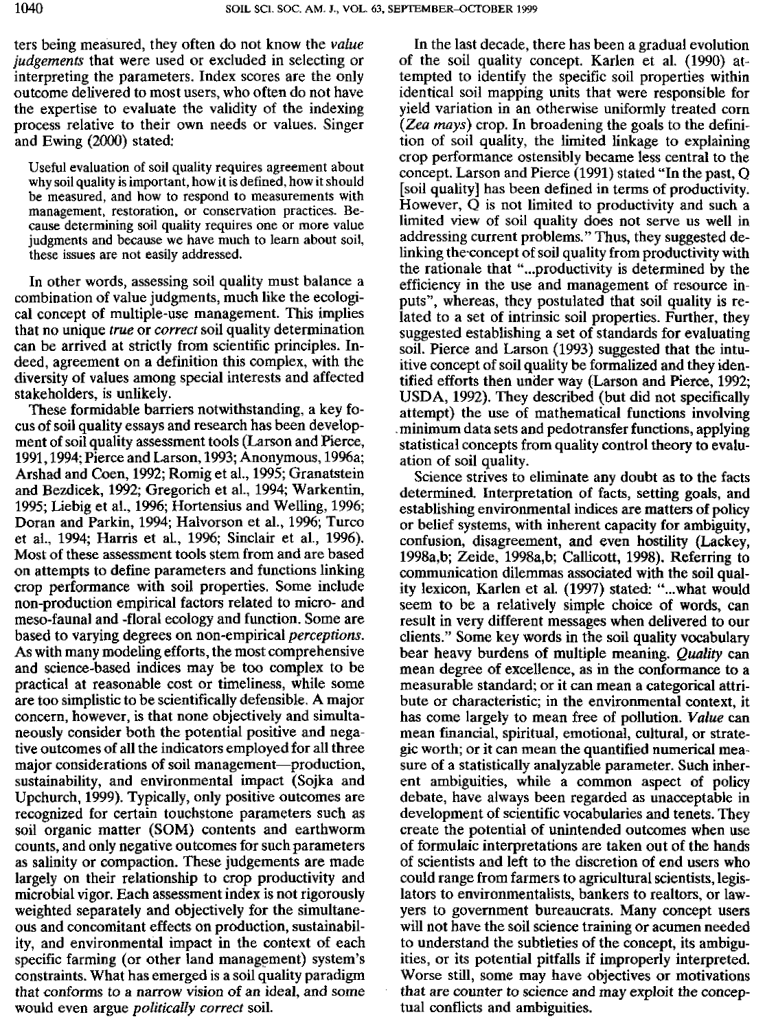ters being measured, they often do not know the *value judgements* that were used or excluded in selecting or interpreting the parameters. Index scores are the only outcome delivered to most users, who often do not have the expertise to evaluate the validity of the indexing process relative to their own needs or values. Singer and Ewing (2000) stated:

> Useful evaluation of soil quality requires agreement about why soil quality is important, how it is defined, how it should be measured, and how to respond to measurements with management, restoration, or conservation practices. Because determining soil quality requires one or more value judgments and because we have much to learn about soil, these issues are not easily addressed.

In other words, assessing soil quality must balance a combination of value judgments, much like the ecological concept of multiple-use management. This implies that no unique *true* or *correct* soil quality determination can be arrived at strictly from scientific principles. Indeed, agreement on a definition this complex, with the diversity of values among special interests and affected stakeholders, is unlikely.

These formidable barriers notwithstanding, a key focus of soil quality essays and research has been development of soil quality assessment tools (Larson and Pierce, 1991, 1994; Pierce and Larson, 1993; Anonymous, 1996a; Arshad and Coen, 1992; Romig et al., 1995; Granatstein and Bezdicek, 1992; Gregorich et al., 1994; Warkentin, 1995; Liebig et al., 1996; Hortensius and Welling, 1996; Doran and Parkin, 1994; Halvorson et al., 1996; Turco et al., 1994; Harris et al., 1996; Sinclair et al., 1996). Most of these assessment tools stem from and are based on attempts to define parameters and functions linking crop performance with soil properties. Some include non-production empirical factors related to micro- and meso-faunal and -floral ecology and function. Some are based to varying degrees on non-empirical *perceptions*. As with many modeling efforts, the most comprehensive and science-based indices may be too complex to be practical at reasonable cost or timeliness, while some are too simplistic to be scientifically defensible. A major concern, however, is that none objectively and simultaneously consider both the potential positive and negative outcomes of all the indicators employed for all three major considerations of soil management—production, sustainability, and environmental impact (Sojka and Upchurch, 1999). Typically, only positive outcomes are recognized for certain touchstone parameters such as soil organic matter (SOM) contents and earthworm counts, and only negative outcomes for such parameters as salinity or compaction. These judgements are made largely on their relationship to crop productivity and microbial vigor. Each assessment index is not rigorously weighted separately and objectively for the simultaneous and concomitant effects on production, sustainability, and environmental impact in the context of each specific farming (or other land management) system's constraints. What has emerged is a soil quality paradigm that conforms to a narrow vision of an ideal, and some would even argue *politically correct* soil.

In the last decade, there has been a gradual evolution of the soil quality concept. Karlen et al. (1990) attempted to identify the specific soil properties within identical soil mapping units that were responsible for yield variation in an otherwise uniformly treated corn (*Zea mays*) crop. In broadening the goals to the definition of soil quality, the limited linkage to explaining crop performance ostensibly became less central to the concept. Larson and Pierce (1991) stated "In the past, Q [soil quality] has been defined in terms of productivity. However, Q is not limited to productivity and such a limited view of soil quality does not serve us well in addressing current problems." Thus, they suggested delinking the concept of soil quality from productivity with the rationale that "...productivity is determined by the efficiency in the use and management of resource inputs", whereas, they postulated that soil quality is related to a set of intrinsic soil properties. Further, they suggested establishing a set of standards for evaluating soil. Pierce and Larson (1993) suggested that the intuitive concept of soil quality be formalized and they identified efforts then under way (Larson and Pierce, 1992; USDA, 1992). They described (but did not specifically attempt) the use of mathematical functions involving minimum data sets and pedotransfer functions, applying statistical concepts from quality control theory to evaluation of soil quality.

Science strives to eliminate any doubt as to the facts determined. Interpretation of facts, setting goals, and establishing environmental indices are matters of policy or belief systems, with inherent capacity for ambiguity, confusion, disagreement, and even hostility (Lackey, 1998a,b; Zeide, 1998a,b; Callicott, 1998). Referring to communication dilemmas associated with the soil quality lexicon, Karlen et al. (1997) stated: "...what would seem to be a relatively simple choice of words, can result in very different messages when delivered to our clients." Some key words in the soil quality vocabulary bear heavy burdens of multiple meaning. *Quality* can mean degree of excellence, as in the conformance to a measurable standard; or it can mean a categorical attribute or characteristic; in the environmental context, it has come largely to mean free of pollution. *Value* can mean financial, spiritual, emotional, cultural, or strategic worth; or it can mean the quantified numerical measure of a statistically analyzable parameter. Such inherent ambiguities, while a common aspect of policy debate, have always been regarded as unacceptable in development of scientific vocabularies and tenets. They create the potential of unintended outcomes when use of formulaic interpretations are taken out of the hands of scientists and left to the discretion of end users who could range from farmers to agricultural scientists, legislators to environmentalists, bankers to realtors, or lawyers to government bureaucrats. Many concept users will not have the soil science training or acumen needed to understand the subtleties of the concept, its ambiguities, or its potential pitfalls if improperly interpreted. Worse still, some may have objectives or motivations that are counter to science and may exploit the conceptual conflicts and ambiguities.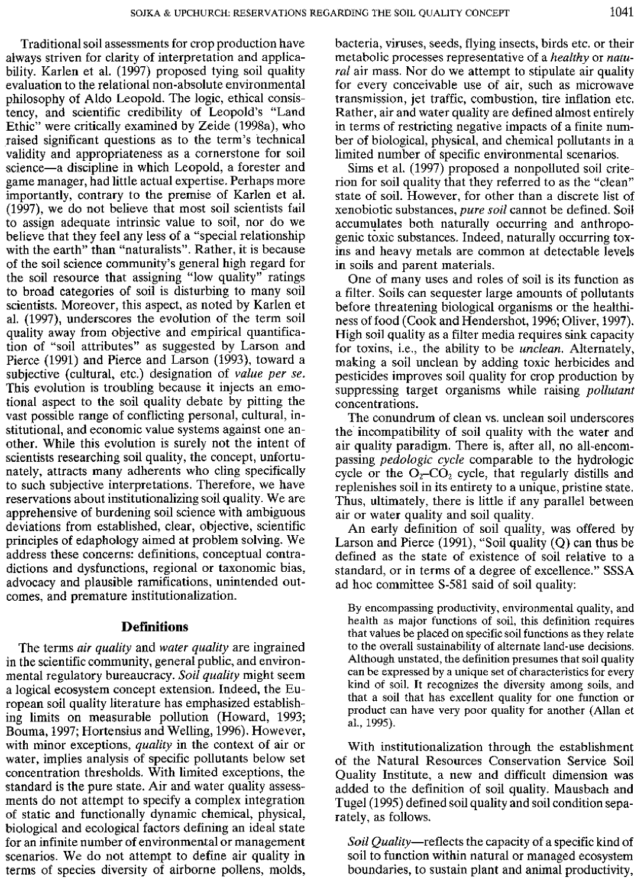Traditional soil assessments for crop production have always striven for clarity of interpretation and applicability. Karlen et al. (1997) proposed tying soil quality evaluation to the relational non-absolute environmental philosophy of Aldo Leopold. The logic, ethical consistency, and scientific credibility of Leopold's "Land Ethic" were critically examined by Zeide (1998a), who raised significant questions as to the term's technical validity and appropriateness as a cornerstone for soil science—a discipline in which Leopold, a forester and game manager, had little actual expertise. Perhaps more importantly, contrary to the premise of Karlen et al. (1997), we do not believe that most soil scientists fail to assign adequate intrinsic value to soil, nor do we believe that they feel any less of a "special relationship with the earth" than "naturalists". Rather, it is because of the soil science community's general high regard for the soil resource that assigning "low quality" ratings to broad categories of soil is disturbing to many soil scientists. Moreover, this aspect, as noted by Karlen et al. (1997), underscores the evolution of the term soil quality away from objective and empirical quantification of "soil attributes" as suggested by Larson and Pierce (1991) and Pierce and Larson (1993), toward a subjective (cultural, etc.) designation of *value per se*. This evolution is troubling because it injects an emotional aspect to the soil quality debate by pitting the vast possible range of conflicting personal, cultural, institutional, and economic value systems against one another. While this evolution is surely not the intent of scientists researching soil quality, the concept, unfortunately, attracts many adherents who cling specifically to such subjective interpretations. Therefore, we have reservations about institutionalizing soil quality. We are apprehensive of burdening soil science with ambiguous deviations from established, clear, objective, scientific principles of edaphology aimed at problem solving. We address these concerns: definitions, conceptual contradictions and dysfunctions, regional or taxonomic bias, advocacy and plausible ramifications, unintended outcomes, and premature institutionalization.

## Definitions

The terms *air quality* and *water quality* are ingrained in the scientific community, general public, and environmental regulatory bureaucracy. *Soil quality* might seem a logical ecosystem concept extension. Indeed, the European soil quality literature has emphasized establishing limits on measurable pollution (Howard, 1993; Bouma, 1997; Hortensius and Welling, 1996). However, with minor exceptions, *quality* in the context of air or water, implies analysis of specific pollutants below set concentration thresholds. With limited exceptions, the standard is the pure state. Air and water quality assessments do not attempt to specify a complex integration of static and functionally dynamic chemical, physical, biological and ecological factors defining an ideal state for an infinite number of environmental or management scenarios. We do not attempt to define air quality in terms of species diversity of airborne pollens, molds, bacteria, viruses, seeds, flying insects, birds etc. or their metabolic processes representative of a *healthy* or *natural* air mass. Nor do we attempt to stipulate air quality for every conceivable use of air, such as microwave transmission, jet traffic, combustion, tire inflation etc. Rather, air and water quality are defined almost entirely in terms of restricting negative impacts of a finite number of biological, physical, and chemical pollutants in a limited number of specific environmental scenarios.

Sims et al. (1997) proposed a nonpolluted soil criterion for soil quality that they referred to as the "clean" state of soil. However, for other than a discrete list of xenobiotic substances, *pure soil* cannot be defined. Soil accumulates both naturally occurring and anthropogenic toxic substances. Indeed, naturally occurring toxins and heavy metals are common at detectable levels in soils and parent materials.

One of many uses and roles of soil is its function as a filter. Soils can sequester large amounts of pollutants before threatening biological organisms or the healthiness of food (Cook and Hendershot, 1996; Oliver, 1997). High soil quality as a filter media requires sink capacity for toxins, i.e., the ability to be *unclean*. Alternately, making a soil unclean by adding toxic herbicides and pesticides improves soil quality for crop production by suppressing target organisms while raising *pollutant* concentrations.

The conundrum of clean vs. unclean soil underscores the incompatibility of soil quality with the water and air quality paradigm. There is, after all, no all-encompassing *pedologic cycle* comparable to the hydrologic cycle or the $O_2$–$CO_2$ cycle, that regularly distills and replenishes soil in its entirety to a unique, pristine state. Thus, ultimately, there is little if any parallel between air or water quality and soil quality.

An early definition of soil quality, was offered by Larson and Pierce (1991), "Soil quality (Q) can thus be defined as the state of existence of soil relative to a standard, or in terms of a degree of excellence." SSSA ad hoc committee S-581 said of soil quality:

> By encompassing productivity, environmental quality, and health as major functions of soil, this definition requires that values be placed on specific soil functions as they relate to the overall sustainability of alternate land-use decisions. Although unstated, the definition presumes that soil quality can be expressed by a unique set of characteristics for every kind of soil. It recognizes the diversity among soils, and that a soil that has excellent quality for one function or product can have very poor quality for another (Allan et al., 1995).

With institutionalization through the establishment of the Natural Resources Conservation Service Soil Quality Institute, a new and difficult dimension was added to the definition of soil quality. Mausbach and Tugel (1995) defined soil quality and soil condition separately, as follows.

> *Soil Quality*—reflects the capacity of a specific kind of soil to function within natural or managed ecosystem boundaries, to sustain plant and animal productivity,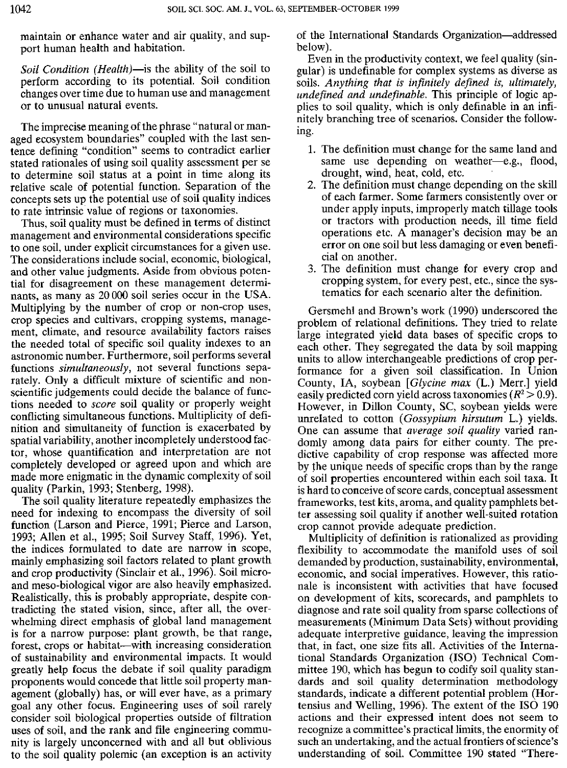maintain or enhance water and air quality, and support human health and habitation.

*Soil Condition (Health)*—is the ability of the soil to perform according to its potential. Soil condition changes over time due to human use and management or to unusual natural events.

The imprecise meaning of the phrase "natural or managed ecosystem boundaries" coupled with the last sentence defining "condition" seems to contradict earlier stated rationales of using soil quality assessment per se to determine soil status at a point in time along its relative scale of potential function. Separation of the concepts sets up the potential use of soil quality indices to rate intrinsic value of regions or taxonomies.

Thus, soil quality must be defined in terms of distinct management and environmental considerations specific to one soil, under explicit circumstances for a given use. The considerations include social, economic, biological, and other value judgments. Aside from obvious potential for disagreement on these management determinants, as many as 20 000 soil series occur in the USA. Multiplying by the number of crop or non-crop uses, crop species and cultivars, cropping systems, management, climate, and resource availability factors raises the needed total of specific soil quality indexes to an astronomic number. Furthermore, soil performs several functions *simultaneously*, not several functions separately. Only a difficult mixture of scientific and nonscientific judgements could decide the balance of functions needed to *score* soil quality or properly weight conflicting simultaneous functions. Multiplicity of definition and simultaneity of function is exacerbated by spatial variability, another incompletely understood factor, whose quantification and interpretation are not completely developed or agreed upon and which are made more enigmatic in the dynamic complexity of soil quality (Parkin, 1993; Stenberg, 1998).

The soil quality literature repeatedly emphasizes the need for indexing to encompass the diversity of soil function (Larson and Pierce, 1991; Pierce and Larson, 1993; Allen et al., 1995; Soil Survey Staff, 1996). Yet, the indices formulated to date are narrow in scope, mainly emphasizing soil factors related to plant growth and crop productivity (Sinclair et al., 1996). Soil micro- and meso-biological vigor are also heavily emphasized. Realistically, this is probably appropriate, despite contradicting the stated vision, since, after all, the overwhelming direct emphasis of global land management is for a narrow purpose: plant growth, be that range, forest, crops or habitat—with increasing consideration of sustainability and environmental impacts. It would greatly help focus the debate if soil quality paradigm proponents would concede that little soil property management (globally) has, or will ever have, as a primary goal any other focus. Engineering uses of soil rarely consider soil biological properties outside of filtration uses of soil, and the rank and file engineering community is largely unconcerned with and all but oblivious to the soil quality polemic (an exception is an activity of the International Standards Organization—addressed below).

Even in the productivity context, we feel quality (singular) is undefinable for complex systems as diverse as soils. *Anything that is infinitely defined is, ultimately, undefined and undefinable.* This principle of logic applies to soil quality, which is only definable in an infinitely branching tree of scenarios. Consider the following.

1. The definition must change for the same land and same use depending on weather—e.g., flood, drought, wind, heat, cold, etc.
2. The definition must change depending on the skill of each farmer. Some farmers consistently over or under apply inputs, improperly match tillage tools or tractors with production needs, ill time field operations etc. A manager's decision may be an error on one soil but less damaging or even beneficial on another.
3. The definition must change for every crop and cropping system, for every pest, etc., since the systematics for each scenario alter the definition.

Gersmehl and Brown's work (1990) underscored the problem of relational definitions. They tried to relate large integrated yield data bases of specific crops to each other. They segregated the data by soil mapping units to allow interchangeable predictions of crop performance for a given soil classification. In Union County, IA, soybean [*Glycine max* (L.) Merr.] yield easily predicted corn yield across taxonomies ($R^2 > 0.9$). However, in Dillon County, SC, soybean yields were unrelated to cotton (*Gossypium hirsutum* L.) yields. One can assume that *average soil quality* varied randomly among data pairs for either county. The predictive capability of crop response was affected more by the unique needs of specific crops than by the range of soil properties encountered within each soil taxa. It is hard to conceive of score cards, conceptual assessment frameworks, test kits, aroma, and quality pamphlets better assessing soil quality if another well-suited rotation crop cannot provide adequate prediction.

Multiplicity of definition is rationalized as providing flexibility to accommodate the manifold uses of soil demanded by production, sustainability, environmental, economic, and social imperatives. However, this rationale is inconsistent with activities that have focused on development of kits, scorecards, and pamphlets to diagnose and rate soil quality from sparse collections of measurements (Minimum Data Sets) without providing adequate interpretive guidance, leaving the impression that, in fact, one size fits all. Activities of the International Standards Organization (ISO) Technical Committee 190, which has begun to codify soil quality standards and soil quality determination methodology standards, indicate a different potential problem (Hortensius and Welling, 1996). The extent of the ISO 190 actions and their expressed intent does not seem to recognize a committee's practical limits, the enormity of such an undertaking, and the actual frontiers of science's understanding of soil. Committee 190 stated "There-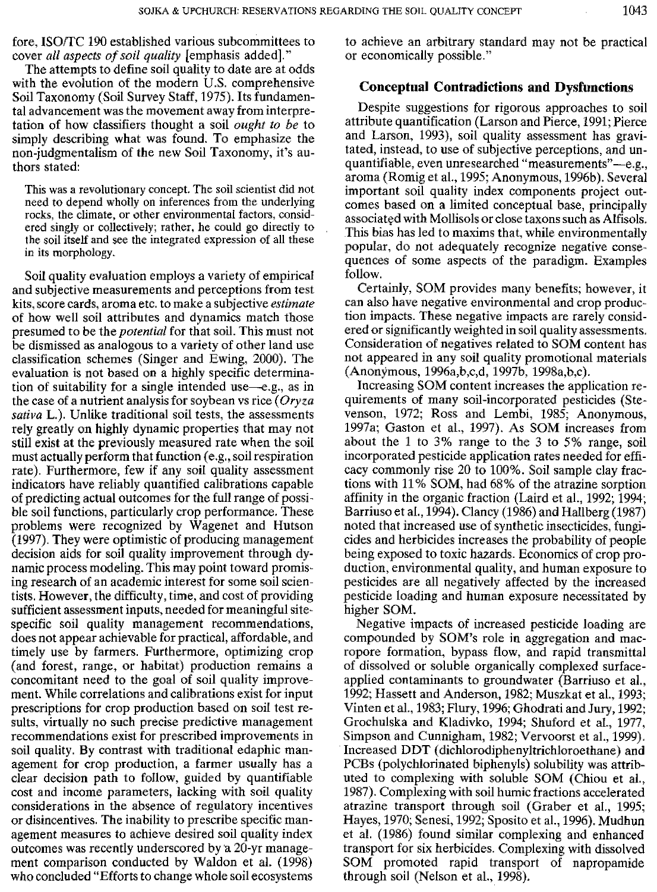fore, ISO/TC 190 established various subcommittees to cover *all aspects of soil quality* [emphasis added]."

The attempts to define soil quality to date are at odds with the evolution of the modern U.S. comprehensive Soil Taxonomy (Soil Survey Staff, 1975). Its fundamental advancement was the movement away from interpretation of how classifiers thought a soil *ought to be* to simply describing what was found. To emphasize the non-judgmentalism of the new Soil Taxonomy, it's authors stated:

> This was a revolutionary concept. The soil scientist did not need to depend wholly on inferences from the underlying rocks, the climate, or other environmental factors, considered singly or collectively; rather, he could go directly to the soil itself and see the integrated expression of all these in its morphology.

Soil quality evaluation employs a variety of empirical and subjective measurements and perceptions from test kits, score cards, aroma etc. to make a subjective *estimate* of how well soil attributes and dynamics match those presumed to be the *potential* for that soil. This must not be dismissed as analogous to a variety of other land use classification schemes (Singer and Ewing, 2000). The evaluation is not based on a highly specific determination of suitability for a single intended use—e.g., as in the case of a nutrient analysis for soybean vs rice (*Oryza sativa* L.). Unlike traditional soil tests, the assessments rely greatly on highly dynamic properties that may not still exist at the previously measured rate when the soil must actually perform that function (e.g., soil respiration rate). Furthermore, few if any soil quality assessment indicators have reliably quantified calibrations capable of predicting actual outcomes for the full range of possible soil functions, particularly crop performance. These problems were recognized by Wagenet and Hutson (1997). They were optimistic of producing management decision aids for soil quality improvement through dynamic process modeling. This may point toward promising research of an academic interest for some soil scientists. However, the difficulty, time, and cost of providing sufficient assessment inputs, needed for meaningful site-specific soil quality management recommendations, does not appear achievable for practical, affordable, and timely use by farmers. Furthermore, optimizing crop (and forest, range, or habitat) production remains a concomitant need to the goal of soil quality improvement. While correlations and calibrations exist for input prescriptions for crop production based on soil test results, virtually no such precise predictive management recommendations exist for prescribed improvements in soil quality. By contrast with traditional edaphic management for crop production, a farmer usually has a clear decision path to follow, guided by quantifiable cost and income parameters, lacking with soil quality considerations in the absence of regulatory incentives or disincentives. The inability to prescribe specific management measures to achieve desired soil quality index outcomes was recently underscored by a 20-yr management comparison conducted by Waldon et al. (1998) who concluded "Efforts to change whole soil ecosystems to achieve an arbitrary standard may not be practical or economically possible."

## Conceptual Contradictions and Dysfunctions

Despite suggestions for rigorous approaches to soil attribute quantification (Larson and Pierce, 1991; Pierce and Larson, 1993), soil quality assessment has gravitated, instead, to use of subjective perceptions, and unquantifiable, even unresearched "measurements"—e.g., aroma (Romig et al., 1995; Anonymous, 1996b). Several important soil quality index components project outcomes based on a limited conceptual base, principally associated with Mollisols or close taxons such as Alfisols. This bias has led to maxims that, while environmentally popular, do not adequately recognize negative consequences of some aspects of the paradigm. Examples follow.

Certainly, SOM provides many benefits; however, it can also have negative environmental and crop production impacts. These negative impacts are rarely considered or significantly weighted in soil quality assessments. Consideration of negatives related to SOM content has not appeared in any soil quality promotional materials (Anonymous, 1996a,b,c,d, 1997b, 1998a,b,c).

Increasing SOM content increases the application requirements of many soil-incorporated pesticides (Stevenson, 1972; Ross and Lembi, 1985; Anonymous, 1997a; Gaston et al., 1997). As SOM increases from about the 1 to 3% range to the 3 to 5% range, soil incorporated pesticide application rates needed for efficacy commonly rise 20 to 100%. Soil sample clay fractions with 11% SOM, had 68% of the atrazine sorption affinity in the organic fraction (Laird et al., 1992; 1994; Barriuso et al., 1994). Clancy (1986) and Hallberg (1987) noted that increased use of synthetic insecticides, fungicides and herbicides increases the probability of people being exposed to toxic hazards. Economics of crop production, environmental quality, and human exposure to pesticides are all negatively affected by the increased pesticide loading and human exposure necessitated by higher SOM.

Negative impacts of increased pesticide loading are compounded by SOM's role in aggregation and macropore formation, bypass flow, and rapid transmittal of dissolved or soluble organically complexed surface-applied contaminants to groundwater (Barriuso et al., 1992; Hassett and Anderson, 1982; Muszkat et al., 1993; Vinten et al., 1983; Flury, 1996; Ghodrati and Jury, 1992; Grochulska and Kladivko, 1994; Shuford et al., 1977, Simpson and Cunnigham, 1982; Vervoorst et al., 1999). Increased DDT (dichlorodiphenyltrichloroethane) and PCBs (polychlorinated biphenyls) solubility was attributed to complexing with soluble SOM (Chiou et al., 1987). Complexing with soil humic fractions accelerated atrazine transport through soil (Graber et al., 1995; Hayes, 1970; Senesi, 1992; Sposito et al., 1996). Mudhun et al. (1986) found similar complexing and enhanced transport for six herbicides. Complexing with dissolved SOM promoted rapid transport of napropamide through soil (Nelson et al., 1998).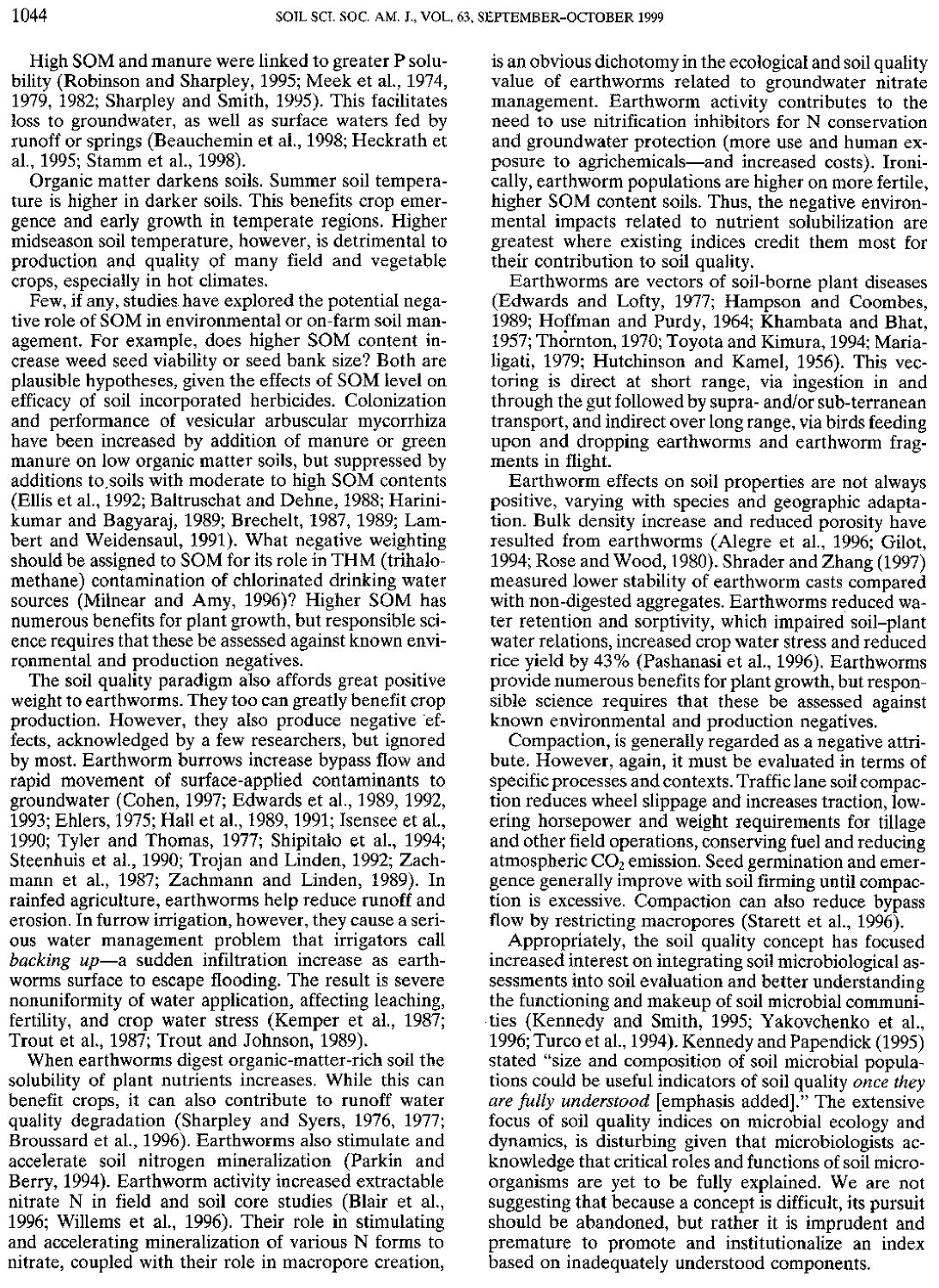High SOM and manure were linked to greater P solubility (Robinson and Sharpley, 1995; Meek et al., 1974, 1979, 1982; Sharpley and Smith, 1995). This facilitates loss to groundwater, as well as surface waters fed by runoff or springs (Beauchemin et al., 1998; Heckrath et al., 1995; Stamm et al., 1998).

Organic matter darkens soils. Summer soil temperature is higher in darker soils. This benefits crop emergence and early growth in temperate regions. Higher midseason soil temperature, however, is detrimental to production and quality of many field and vegetable crops, especially in hot climates.

Few, if any, studies have explored the potential negative role of SOM in environmental or on-farm soil management. For example, does higher SOM content increase weed seed viability or seed bank size? Both are plausible hypotheses, given the effects of SOM level on efficacy of soil incorporated herbicides. Colonization and performance of vesicular arbuscular mycorrhiza have been increased by addition of manure or green manure on low organic matter soils, but suppressed by additions to soils with moderate to high SOM contents (Ellis et al., 1992; Baltruschat and Dehne, 1988; Harinikumar and Bagyaraj, 1989; Brechelt, 1987, 1989; Lambert and Weidensaul, 1991). What negative weighting should be assigned to SOM for its role in THM (trihalomethane) contamination of chlorinated drinking water sources (Milnear and Amy, 1996)? Higher SOM has numerous benefits for plant growth, but responsible science requires that these be assessed against known environmental and production negatives.

The soil quality paradigm also affords great positive weight to earthworms. They too can greatly benefit crop production. However, they also produce negative effects, acknowledged by a few researchers, but ignored by most. Earthworm burrows increase bypass flow and rapid movement of surface-applied contaminants to groundwater (Cohen, 1997; Edwards et al., 1989, 1992, 1993; Ehlers, 1975; Hall et al., 1989, 1991; Isensee et al., 1990; Tyler and Thomas, 1977; Shipitalo et al., 1994; Steenhuis et al., 1990; Trojan and Linden, 1992; Zachmann et al., 1987; Zachmann and Linden, 1989). In rainfed agriculture, earthworms help reduce runoff and erosion. In furrow irrigation, however, they cause a serious water management problem that irrigators call *backing up*—a sudden infiltration increase as earthworms surface to escape flooding. The result is severe nonuniformity of water application, affecting leaching, fertility, and crop water stress (Kemper et al., 1987; Trout et al., 1987; Trout and Johnson, 1989).

When earthworms digest organic-matter-rich soil the solubility of plant nutrients increases. While this can benefit crops, it can also contribute to runoff water quality degradation (Sharpley and Syers, 1976, 1977; Broussard et al., 1996). Earthworms also stimulate and accelerate soil nitrogen mineralization (Parkin and Berry, 1994). Earthworm activity increased extractable nitrate N in field and soil core studies (Blair et al., 1996; Willems et al., 1996). Their role in stimulating and accelerating mineralization of various N forms to nitrate, coupled with their role in macropore creation, is an obvious dichotomy in the ecological and soil quality value of earthworms related to groundwater nitrate management. Earthworm activity contributes to the need to use nitrification inhibitors for N conservation and groundwater protection (more use and human exposure to agrichemicals—and increased costs). Ironically, earthworm populations are higher on more fertile, higher SOM content soils. Thus, the negative environmental impacts related to nutrient solubilization are greatest where existing indices credit them most for their contribution to soil quality.

Earthworms are vectors of soil-borne plant diseases (Edwards and Lofty, 1977; Hampson and Coombes, 1989; Hoffman and Purdy, 1964; Khambata and Bhat, 1957; Thornton, 1970; Toyota and Kimura, 1994; Marialigati, 1979; Hutchinson and Kamel, 1956). This vectoring is direct at short range, via ingestion in and through the gut followed by supra- and/or sub-terranean transport, and indirect over long range, via birds feeding upon and dropping earthworms and earthworm fragments in flight.

Earthworm effects on soil properties are not always positive, varying with species and geographic adaptation. Bulk density increase and reduced porosity have resulted from earthworms (Alegre et al., 1996; Gilot, 1994; Rose and Wood, 1980). Shrader and Zhang (1997) measured lower stability of earthworm casts compared with non-digested aggregates. Earthworms reduced water retention and sorptivity, which impaired soil–plant water relations, increased crop water stress and reduced rice yield by 43% (Pashanasi et al., 1996). Earthworms provide numerous benefits for plant growth, but responsible science requires that these be assessed against known environmental and production negatives.

Compaction, is generally regarded as a negative attribute. However, again, it must be evaluated in terms of specific processes and contexts. Traffic lane soil compaction reduces wheel slippage and increases traction, lowering horsepower and weight requirements for tillage and other field operations, conserving fuel and reducing atmospheric $CO_2$ emission. Seed germination and emergence generally improve with soil firming until compaction is excessive. Compaction can also reduce bypass flow by restricting macropores (Starett et al., 1996).

Appropriately, the soil quality concept has focused increased interest on integrating soil microbiological assessments into soil evaluation and better understanding the functioning and makeup of soil microbial communities (Kennedy and Smith, 1995; Yakovchenko et al., 1996; Turco et al., 1994). Kennedy and Papendick (1995) stated "size and composition of soil microbial populations could be useful indicators of soil quality *once they are fully understood* [emphasis added]." The extensive focus of soil quality indices on microbial ecology and dynamics, is disturbing given that microbiologists acknowledge that critical roles and functions of soil microorganisms are yet to be fully explained. We are not suggesting that because a concept is difficult, its pursuit should be abandoned, but rather it is imprudent and premature to promote and institutionalize an index based on inadequately understood components.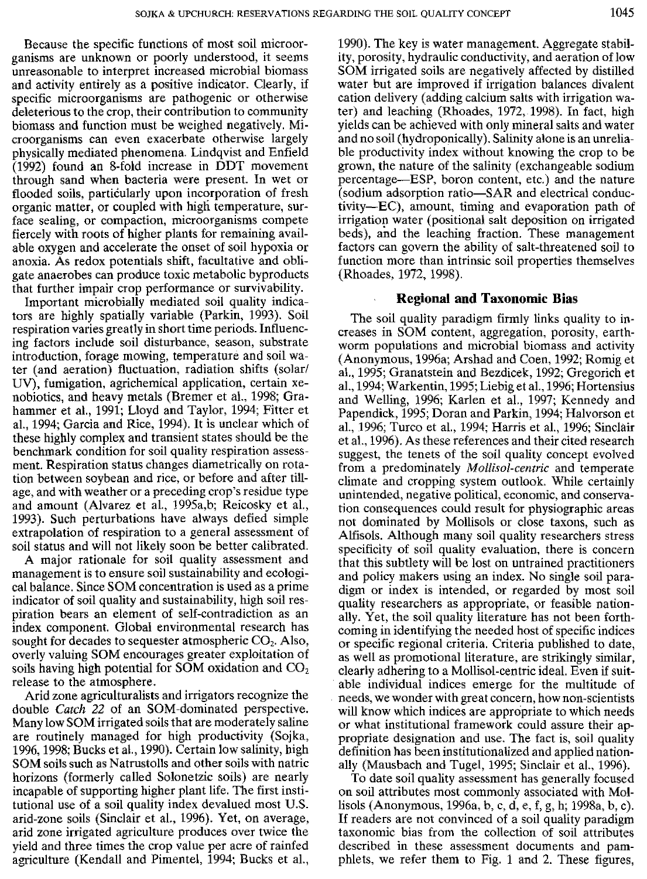Because the specific functions of most soil microorganisms are unknown or poorly understood, it seems unreasonable to interpret increased microbial biomass and activity entirely as a positive indicator. Clearly, if specific microorganisms are pathogenic or otherwise deleterious to the crop, their contribution to community biomass and function must be weighed negatively. Microorganisms can even exacerbate otherwise largely physically mediated phenomena. Lindqvist and Enfield (1992) found an 8-fold increase in DDT movement through sand when bacteria were present. In wet or flooded soils, particularly upon incorporation of fresh organic matter, or coupled with high temperature, surface sealing, or compaction, microorganisms compete fiercely with roots of higher plants for remaining available oxygen and accelerate the onset of soil hypoxia or anoxia. As redox potentials shift, facultative and obligate anaerobes can produce toxic metabolic byproducts that further impair crop performance or survivability.

Important microbially mediated soil quality indicators are highly spatially variable (Parkin, 1993). Soil respiration varies greatly in short time periods. Influencing factors include soil disturbance, season, substrate introduction, forage mowing, temperature and soil water (and aeration) fluctuation, radiation shifts (solar/UV), fumigation, agrichemical application, certain xenobiotics, and heavy metals (Bremer et al., 1998; Grahammer et al., 1991; Lloyd and Taylor, 1994; Fitter et al., 1994; Garcia and Rice, 1994). It is unclear which of these highly complex and transient states should be the benchmark condition for soil quality respiration assessment. Respiration status changes diametrically on rotation between soybean and rice, or before and after tillage, and with weather or a preceding crop's residue type and amount (Alvarez et al., 1995a,b; Reicosky et al., 1993). Such perturbations have always defied simple extrapolation of respiration to a general assessment of soil status and will not likely soon be better calibrated.

A major rationale for soil quality assessment and management is to ensure soil sustainability and ecological balance. Since SOM concentration is used as a prime indicator of soil quality and sustainability, high soil respiration bears an element of self-contradiction as an index component. Global environmental research has sought for decades to sequester atmospheric $CO_2$. Also, overly valuing SOM encourages greater exploitation of soils having high potential for SOM oxidation and $CO_2$ release to the atmosphere.

Arid zone agriculturalists and irrigators recognize the double *Catch 22* of an SOM-dominated perspective. Many low SOM irrigated soils that are moderately saline are routinely managed for high productivity (Sojka, 1996, 1998; Bucks et al., 1990). Certain low salinity, high SOM soils such as Natrustolls and other soils with natric horizons (formerly called Solonetzic soils) are nearly incapable of supporting higher plant life. The first institutional use of a soil quality index devalued most U.S. arid-zone soils (Sinclair et al., 1996). Yet, on average, arid zone irrigated agriculture produces over twice the yield and three times the crop value per acre of rainfed agriculture (Kendall and Pimentel, 1994; Bucks et al., 1990). The key is water management. Aggregate stability, porosity, hydraulic conductivity, and aeration of low SOM irrigated soils are negatively affected by distilled water but are improved if irrigation balances divalent cation delivery (adding calcium salts with irrigation water) and leaching (Rhoades, 1972, 1998). In fact, high yields can be achieved with only mineral salts and water and no soil (hydroponically). Salinity alone is an unreliable productivity index without knowing the crop to be grown, the nature of the salinity (exchangeable sodium percentage—ESP, boron content, etc.) and the nature (sodium adsorption ratio—SAR and electrical conductivity—EC), amount, timing and evaporation path of irrigation water (positional salt deposition on irrigated beds), and the leaching fraction. These management factors can govern the ability of salt-threatened soil to function more than intrinsic soil properties themselves (Rhoades, 1972, 1998).

## Regional and Taxonomic Bias

The soil quality paradigm firmly links quality to increases in SOM content, aggregation, porosity, earthworm populations and microbial biomass and activity (Anonymous, 1996a; Arshad and Coen, 1992; Romig et al., 1995; Granatstein and Bezdicek, 1992; Gregorich et al., 1994; Warkentin, 1995; Liebig et al., 1996; Hortensius and Welling, 1996; Karlen et al., 1997; Kennedy and Papendick, 1995; Doran and Parkin, 1994; Halvorson et al., 1996; Turco et al., 1994; Harris et al., 1996; Sinclair et al., 1996). As these references and their cited research suggest, the tenets of the soil quality concept evolved from a predominately *Mollisol-centric* and temperate climate and cropping system outlook. While certainly unintended, negative political, economic, and conservation consequences could result for physiographic areas not dominated by Mollisols or close taxons, such as Alfisols. Although many soil quality researchers stress specificity of soil quality evaluation, there is concern that this subtlety will be lost on untrained practitioners and policy makers using an index. No single soil paradigm or index is intended, or regarded by most soil quality researchers as appropriate, or feasible nationally. Yet, the soil quality literature has not been forthcoming in identifying the needed host of specific indices or specific regional criteria. Criteria published to date, as well as promotional literature, are strikingly similar, clearly adhering to a Mollisol-centric ideal. Even if suitable individual indices emerge for the multitude of needs, we wonder with great concern, how non-scientists will know which indices are appropriate to which needs or what institutional framework could assure their appropriate designation and use. The fact is, soil quality definition has been institutionalized and applied nationally (Mausbach and Tugel, 1995; Sinclair et al., 1996).

To date soil quality assessment has generally focused on soil attributes most commonly associated with Mollisols (Anonymous, 1996a, b, c, d, e, f, g, h; 1998a, b, c). If readers are not convinced of a soil quality paradigm taxonomic bias from the collection of soil attributes described in these assessment documents and pamphlets, we refer them to Fig. 1 and 2. These figures,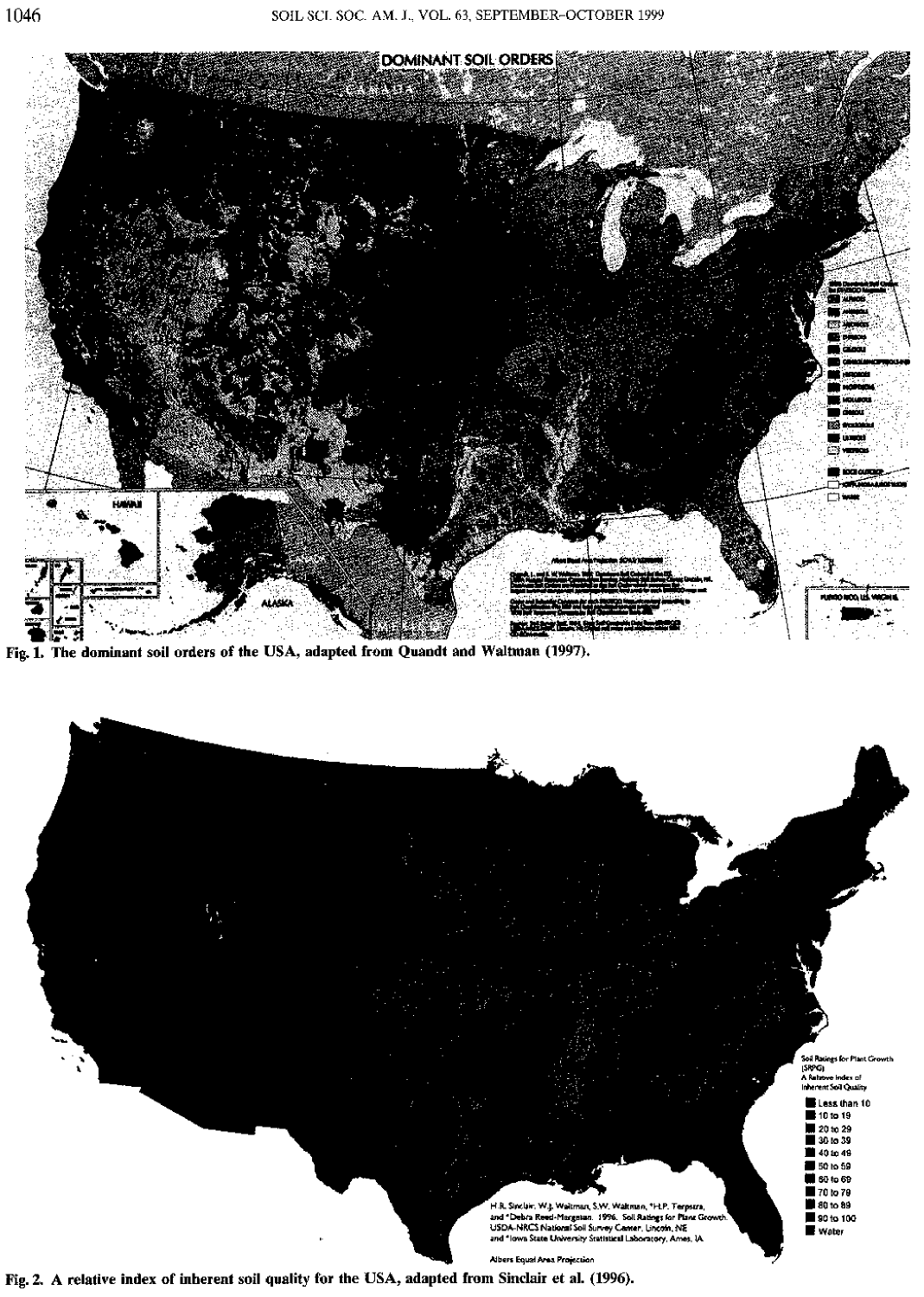Fig. 1. The dominant soil orders of the USA, adapted from Quandt and Waltman (1997).

Fig. 2. A relative index of inherent soil quality for the USA, adapted from Sinclair et al. (1996).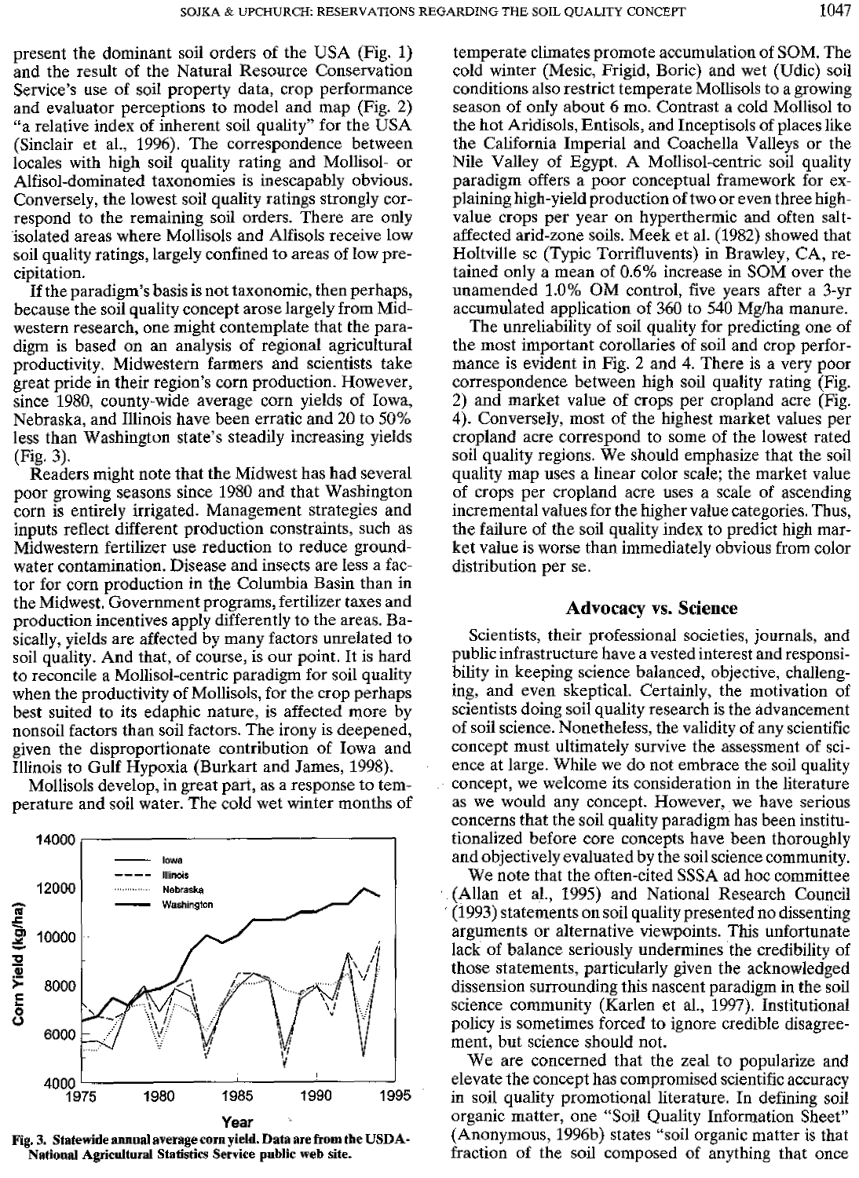present the dominant soil orders of the USA (Fig. 1) and the result of the Natural Resource Conservation Service's use of soil property data, crop performance and evaluator perceptions to model and map (Fig. 2) "a relative index of inherent soil quality" for the USA (Sinclair et al., 1996). The correspondence between locales with high soil quality rating and Mollisol- or Alfisol-dominated taxonomies is inescapably obvious. Conversely, the lowest soil quality ratings strongly correspond to the remaining soil orders. There are only isolated areas where Mollisols and Alfisols receive low soil quality ratings, largely confined to areas of low precipitation.

If the paradigm's basis is not taxonomic, then perhaps, because the soil quality concept arose largely from Midwestern research, one might contemplate that the paradigm is based on an analysis of regional agricultural productivity. Midwestern farmers and scientists take great pride in their region's corn production. However, since 1980, county-wide average corn yields of Iowa, Nebraska, and Illinois have been erratic and 20 to 50% less than Washington state's steadily increasing yields (Fig. 3).

Readers might note that the Midwest has had several poor growing seasons since 1980 and that Washington corn is entirely irrigated. Management strategies and inputs reflect different production constraints, such as Midwestern fertilizer use reduction to reduce groundwater contamination. Disease and insects are less a factor for corn production in the Columbia Basin than in the Midwest. Government programs, fertilizer taxes and production incentives apply differently to the areas. Basically, yields are affected by many factors unrelated to soil quality. And that, of course, is our point. It is hard to reconcile a Mollisol-centric paradigm for soil quality when the productivity of Mollisols, for the crop perhaps best suited to its edaphic nature, is affected more by nonsoil factors than soil factors. The irony is deepened, given the disproportionate contribution of Iowa and Illinois to Gulf Hypoxia (Burkart and James, 1998).

Mollisols develop, in great part, as a response to temperature and soil water. The cold wet winter months of temperate climates promote accumulation of SOM. The cold winter (Mesic, Frigid, Boric) and wet (Udic) soil conditions also restrict temperate Mollisols to a growing season of only about 6 mo. Contrast a cold Mollisol to the hot Aridisols, Entisols, and Inceptisols of places like the California Imperial and Coachella Valleys or the Nile Valley of Egypt. A Mollisol-centric soil quality paradigm offers a poor conceptual framework for explaining high-yield production of two or even three high-value crops per year on hyperthermic and often salt-affected arid-zone soils. Meek et al. (1982) showed that Holtville sc (Typic Torrifluvents) in Brawley, CA, retained only a mean of 0.6% increase in SOM over the unamended 1.0% OM control, five years after a 3-yr accumulated application of 360 to 540 Mg/ha manure.

The unreliability of soil quality for predicting one of the most important corollaries of soil and crop performance is evident in Fig. 2 and 4. There is a very poor correspondence between high soil quality rating (Fig. 2) and market value of crops per cropland acre (Fig. 4). Conversely, most of the highest market values per cropland acre correspond to some of the lowest rated soil quality regions. We should emphasize that the soil quality map uses a linear color scale; the market value of crops per cropland acre uses a scale of ascending incremental values for the higher value categories. Thus, the failure of the soil quality index to predict high market value is worse than immediately obvious from color distribution per se.

**Fig. 3. Statewide annual average corn yield. Data are from the USDA-National Agricultural Statistics Service public web site.**

## Advocacy vs. Science

Scientists, their professional societies, journals, and public infrastructure have a vested interest and responsibility in keeping science balanced, objective, challenging, and even skeptical. Certainly, the motivation of scientists doing soil quality research is the advancement of soil science. Nonetheless, the validity of any scientific concept must ultimately survive the assessment of science at large. While we do not embrace the soil quality concept, we welcome its consideration in the literature as we would any concept. However, we have serious concerns that the soil quality paradigm has been institutionalized before core concepts have been thoroughly and objectively evaluated by the soil science community.

We note that the often-cited SSSA ad hoc committee (Allan et al., 1995) and National Research Council (1993) statements on soil quality presented no dissenting arguments or alternative viewpoints. This unfortunate lack of balance seriously undermines the credibility of those statements, particularly given the acknowledged dissension surrounding this nascent paradigm in the soil science community (Karlen et al., 1997). Institutional policy is sometimes forced to ignore credible disagreement, but science should not.

We are concerned that the zeal to popularize and elevate the concept has compromised scientific accuracy in soil quality promotional literature. In defining soil organic matter, one "Soil Quality Information Sheet" (Anonymous, 1996b) states "soil organic matter is that fraction of the soil composed of anything that once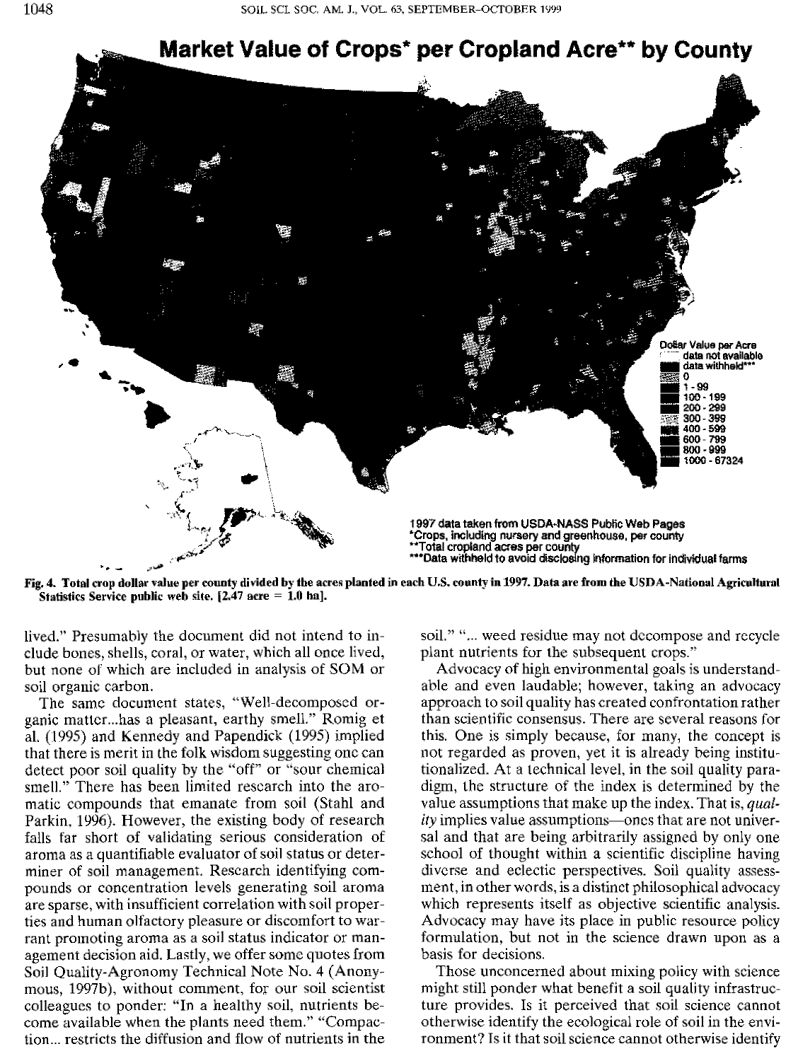**Market Value of Crops* per Cropland Acre** by County**

Dollar Value per Acre
data not available
data withheld***
0
1 - 99
100 - 199
200 - 299
300 - 399
400 - 599
600 - 799
800 - 999
1000 - 67324

1997 data taken from USDA-NASS Public Web Pages
*Crops, including nursery and greenhouse, per county
**Total cropland acres per county
***Data withheld to avoid disclosing information for individual farms

**Fig. 4. Total crop dollar value per county divided by the acres planted in each U.S. county in 1997. Data are from the USDA-National Agricultural Statistics Service public web site. [2.47 acre = 1.0 ha].**

lived." Presumably the document did not intend to include bones, shells, coral, or water, which all once lived, but none of which are included in analysis of SOM or soil organic carbon.

The same document states, "Well-decomposed organic matter...has a pleasant, earthy smell." Romig et al. (1995) and Kennedy and Papendick (1995) implied that there is merit in the folk wisdom suggesting one can detect poor soil quality by the "off" or "sour chemical smell." There has been limited research into the aromatic compounds that emanate from soil (Stahl and Parkin, 1996). However, the existing body of research falls far short of validating serious consideration of aroma as a quantifiable evaluator of soil status or determiner of soil management. Research identifying compounds or concentration levels generating soil aroma are sparse, with insufficient correlation with soil properties and human olfactory pleasure or discomfort to warrant promoting aroma as a soil status indicator or management decision aid. Lastly, we offer some quotes from Soil Quality-Agronomy Technical Note No. 4 (Anonymous, 1997b), without comment, for our soil scientist colleagues to ponder: "In a healthy soil, nutrients become available when the plants need them." "Compaction... restricts the diffusion and flow of nutrients in the soil." "... weed residue may not decompose and recycle plant nutrients for the subsequent crops."

Advocacy of high environmental goals is understandable and even laudable; however, taking an advocacy approach to soil quality has created confrontation rather than scientific consensus. There are several reasons for this. One is simply because, for many, the concept is not regarded as proven, yet it is already being institutionalized. At a technical level, in the soil quality paradigm, the structure of the index is determined by the value assumptions that make up the index. That is, *quality* implies value assumptions—ones that are not universal and that are being arbitrarily assigned by only one school of thought within a scientific discipline having diverse and eclectic perspectives. Soil quality assessment, in other words, is a distinct philosophical advocacy which represents itself as objective scientific analysis. Advocacy may have its place in public resource policy formulation, but not in the science drawn upon as a basis for decisions.

Those unconcerned about mixing policy with science might still ponder what benefit a soil quality infrastructure provides. Is it perceived that soil science cannot otherwise identify the ecological role of soil in the environment? Is it that soil science cannot otherwise identify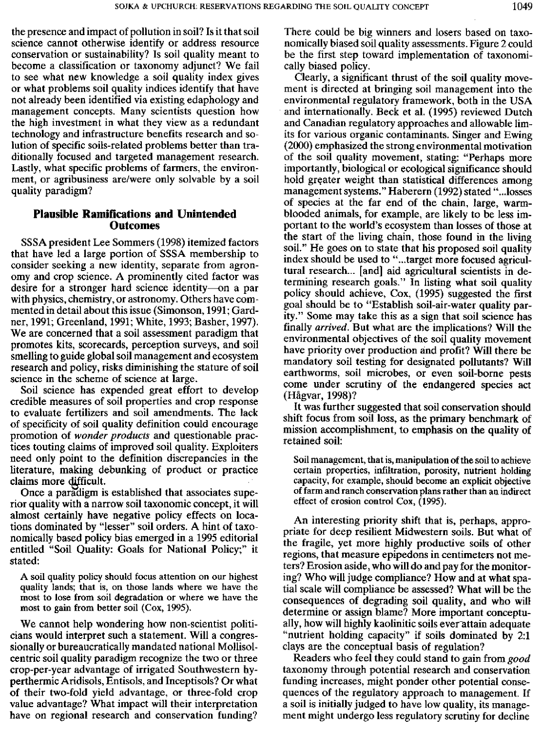the presence and impact of pollution in soil? Is it that soil science cannot otherwise identify or address resource conservation or sustainability? Is soil quality meant to become a classification or taxonomy adjunct? We fail to see what new knowledge a soil quality index gives or what problems soil quality indices identify that have not already been identified via existing edaphology and management concepts. Many scientists question how the high investment in what they view as a redundant technology and infrastructure benefits research and solution of specific soils-related problems better than traditionally focused and targeted management research. Lastly, what specific problems of farmers, the environment, or agribusiness are/were only solvable by a soil quality paradigm?

## Plausible Ramifications and Unintended Outcomes

SSSA president Lee Sommers (1998) itemized factors that have led a large portion of SSSA membership to consider seeking a new identity, separate from agronomy and crop science. A prominently cited factor was desire for a stronger hard science identity—on a par with physics, chemistry, or astronomy. Others have commented in detail about this issue (Simonson, 1991; Gardner, 1991; Greenland, 1991; White, 1993; Basher, 1997). We are concerned that a soil assessment paradigm that promotes kits, scorecards, perception surveys, and soil smelling to guide global soil management and ecosystem research and policy, risks diminishing the stature of soil science in the scheme of science at large.

Soil science has expended great effort to develop credible measures of soil properties and crop response to evaluate fertilizers and soil amendments. The lack of specificity of soil quality definition could encourage promotion of *wonder products* and questionable practices touting claims of improved soil quality. Exploiters need only point to the definition discrepancies in the literature, making debunking of product or practice claims more difficult.

Once a paradigm is established that associates superior quality with a narrow soil taxonomic concept, it will almost certainly have negative policy effects on locations dominated by "lesser" soil orders. A hint of taxonomically based policy bias emerged in a 1995 editorial entitled "Soil Quality: Goals for National Policy;" it stated:

> A soil quality policy should focus attention on our highest quality lands; that is, on those lands where we have the most to lose from soil degradation or where we have the most to gain from better soil (Cox, 1995).

We cannot help wondering how non-scientist politicians would interpret such a statement. Will a congressionally or bureaucratically mandated national Mollisol-centric soil quality paradigm recognize the two or three crop-per-year advantage of irrigated Southwestern hyperthermic Aridisols, Entisols, and Inceptisols? Or what of their two-fold yield advantage, or three-fold crop value advantage? What impact will their interpretation have on regional research and conservation funding? There could be big winners and losers based on taxonomically biased soil quality assessments. Figure 2 could be the first step toward implementation of taxonomically biased policy.

Clearly, a significant thrust of the soil quality movement is directed at bringing soil management into the environmental regulatory framework, both in the USA and internationally. Beck et al. (1995) reviewed Dutch and Canadian regulatory approaches and allowable limits for various organic contaminants. Singer and Ewing (2000) emphasized the strong environmental motivation of the soil quality movement, stating: "Perhaps more importantly, biological or ecological significance should hold greater weight than statistical differences among management systems." Haberern (1992) stated "...losses of species at the far end of the chain, large, warm-blooded animals, for example, are likely to be less important to the world's ecosystem than losses of those at the start of the living chain, those found in the living soil." He goes on to state that his proposed soil quality index should be used to "...target more focused agricultural research... [and] aid agricultural scientists in determining research goals." In listing what soil quality policy should achieve, Cox, (1995) suggested the first goal should be to "Establish soil-air-water quality parity." Some may take this as a sign that soil science has finally *arrived*. But what are the implications? Will the environmental objectives of the soil quality movement have priority over production and profit? Will there be mandatory soil testing for designated pollutants? Will earthworms, soil microbes, or even soil-borne pests come under scrutiny of the endangered species act (Hågvar, 1998)?

It was further suggested that soil conservation should shift focus from soil loss, as the primary benchmark of mission accomplishment, to emphasis on the quality of retained soil:

> Soil management, that is, manipulation of the soil to achieve certain properties, infiltration, porosity, nutrient holding capacity, for example, should become an explicit objective of farm and ranch conservation plans rather than an indirect effect of erosion control Cox, (1995).

An interesting priority shift that is, perhaps, appropriate for deep resilient Midwestern soils. But what of the fragile, yet more highly productive soils of other regions, that measure epipedons in centimeters not meters? Erosion aside, who will do and pay for the monitoring? Who will judge compliance? How and at what spatial scale will compliance be assessed? What will be the consequences of degrading soil quality, and who will determine or assign blame? More important conceptually, how will highly kaolinitic soils ever attain adequate "nutrient holding capacity" if soils dominated by 2:1 clays are the conceptual basis of regulation?

Readers who feel they could stand to gain from *good* taxonomy through potential research and conservation funding increases, might ponder other potential consequences of the regulatory approach to management. If a soil is initially judged to have low quality, its management might undergo less regulatory scrutiny for decline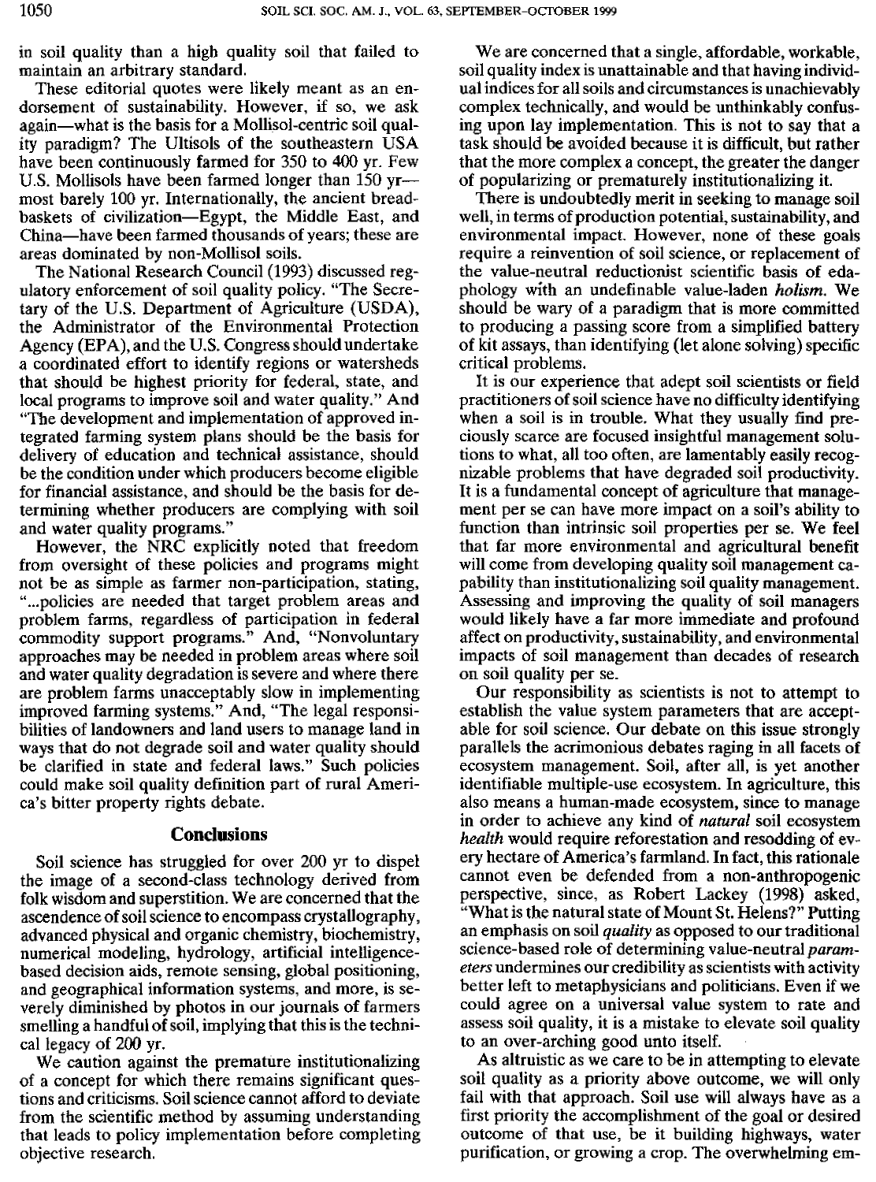in soil quality than a high quality soil that failed to maintain an arbitrary standard.

These editorial quotes were likely meant as an endorsement of sustainability. However, if so, we ask again—what is the basis for a Mollisol-centric soil quality paradigm? The Ultisols of the southeastern USA have been continuously farmed for 350 to 400 yr. Few U.S. Mollisols have been farmed longer than 150 yr—most barely 100 yr. Internationally, the ancient breadbaskets of civilization—Egypt, the Middle East, and China—have been farmed thousands of years; these are areas dominated by non-Mollisol soils.

The National Research Council (1993) discussed regulatory enforcement of soil quality policy. "The Secretary of the U.S. Department of Agriculture (USDA), the Administrator of the Environmental Protection Agency (EPA), and the U.S. Congress should undertake a coordinated effort to identify regions or watersheds that should be highest priority for federal, state, and local programs to improve soil and water quality." And "The development and implementation of approved integrated farming system plans should be the basis for delivery of education and technical assistance, should be the condition under which producers become eligible for financial assistance, and should be the basis for determining whether producers are complying with soil and water quality programs."

However, the NRC explicitly noted that freedom from oversight of these policies and programs might not be as simple as farmer non-participation, stating, "...policies are needed that target problem areas and problem farms, regardless of participation in federal commodity support programs." And, "Nonvoluntary approaches may be needed in problem areas where soil and water quality degradation is severe and where there are problem farms unacceptably slow in implementing improved farming systems." And, "The legal responsibilities of landowners and land users to manage land in ways that do not degrade soil and water quality should be clarified in state and federal laws." Such policies could make soil quality definition part of rural America's bitter property rights debate.

## Conclusions

Soil science has struggled for over 200 yr to dispel the image of a second-class technology derived from folk wisdom and superstition. We are concerned that the ascendence of soil science to encompass crystallography, advanced physical and organic chemistry, biochemistry, numerical modeling, hydrology, artificial intelligence-based decision aids, remote sensing, global positioning, and geographical information systems, and more, is severely diminished by photos in our journals of farmers smelling a handful of soil, implying that this is the technical legacy of 200 yr.

We caution against the premature institutionalizing of a concept for which there remains significant questions and criticisms. Soil science cannot afford to deviate from the scientific method by assuming understanding that leads to policy implementation before completing objective research.

We are concerned that a single, affordable, workable, soil quality index is unattainable and that having individual indices for all soils and circumstances is unachievably complex technically, and would be unthinkably confusing upon lay implementation. This is not to say that a task should be avoided because it is difficult, but rather that the more complex a concept, the greater the danger of popularizing or prematurely institutionalizing it.

There is undoubtedly merit in seeking to manage soil well, in terms of production potential, sustainability, and environmental impact. However, none of these goals require a reinvention of soil science, or replacement of the value-neutral reductionist scientific basis of edaphology with an undefinable value-laden *holism*. We should be wary of a paradigm that is more committed to producing a passing score from a simplified battery of kit assays, than identifying (let alone solving) specific critical problems.

It is our experience that adept soil scientists or field practitioners of soil science have no difficulty identifying when a soil is in trouble. What they usually find preciously scarce are focused insightful management solutions to what, all too often, are lamentably easily recognizable problems that have degraded soil productivity. It is a fundamental concept of agriculture that management per se can have more impact on a soil's ability to function than intrinsic soil properties per se. We feel that far more environmental and agricultural benefit will come from developing quality soil management capability than institutionalizing soil quality management. Assessing and improving the quality of soil managers would likely have a far more immediate and profound affect on productivity, sustainability, and environmental impacts of soil management than decades of research on soil quality per se.

Our responsibility as scientists is not to attempt to establish the value system parameters that are acceptable for soil science. Our debate on this issue strongly parallels the acrimonious debates raging in all facets of ecosystem management. Soil, after all, is yet another identifiable multiple-use ecosystem. In agriculture, this also means a human-made ecosystem, since to manage in order to achieve any kind of *natural* soil ecosystem *health* would require reforestation and resodding of every hectare of America's farmland. In fact, this rationale cannot even be defended from a non-anthropogenic perspective, since, as Robert Lackey (1998) asked, "What is the natural state of Mount St. Helens?" Putting an emphasis on soil *quality* as opposed to our traditional science-based role of determining value-neutral *parameters* undermines our credibility as scientists with activity better left to metaphysicians and politicians. Even if we could agree on a universal value system to rate and assess soil quality, it is a mistake to elevate soil quality to an over-arching good unto itself.

As altruistic as we care to be in attempting to elevate soil quality as a priority above outcome, we will only fail with that approach. Soil use will always have as a first priority the accomplishment of the goal or desired outcome of that use, be it building highways, water purification, or growing a crop. The overwhelming em-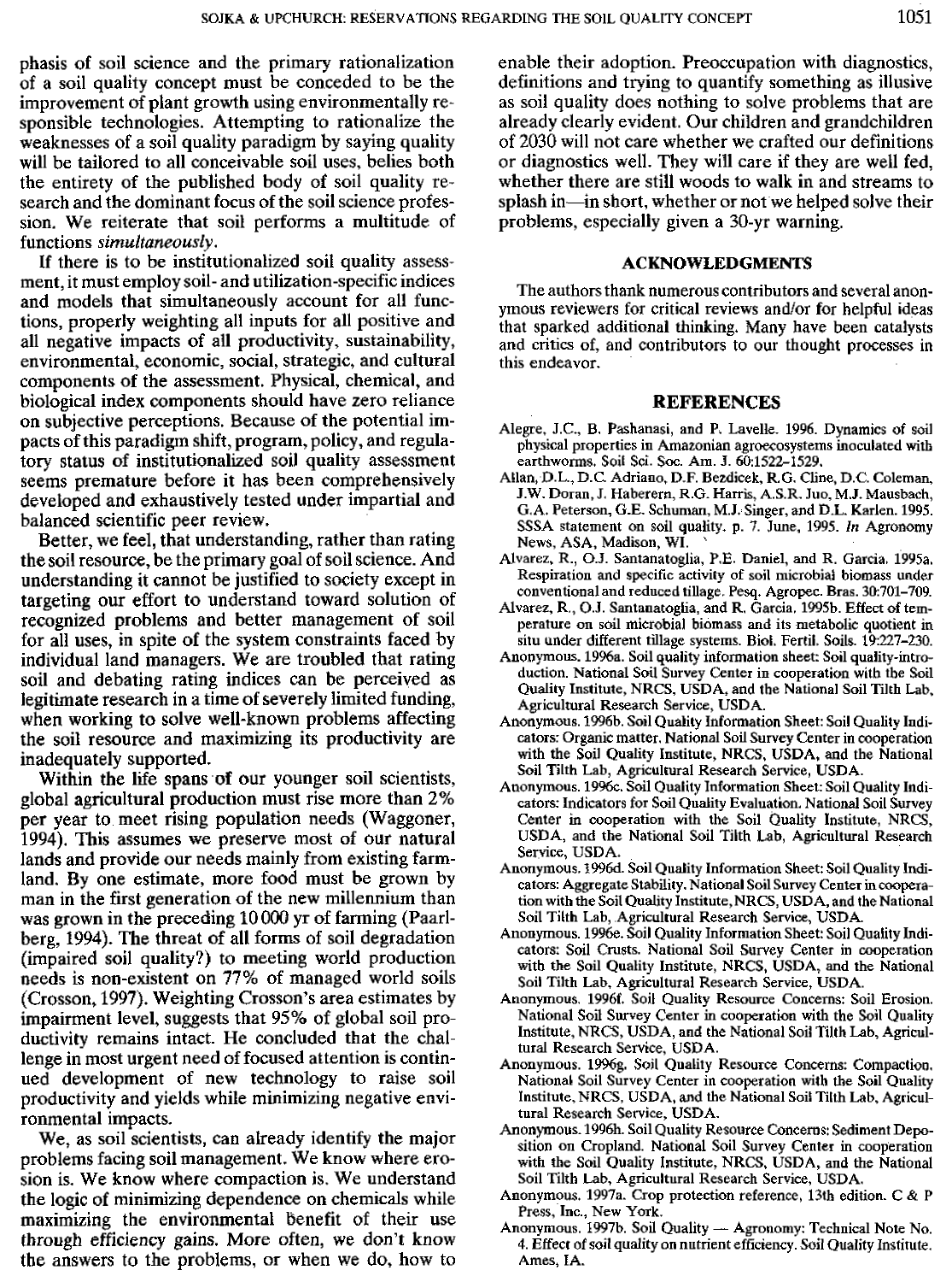phasis of soil science and the primary rationalization of a soil quality concept must be conceded to be the improvement of plant growth using environmentally responsible technologies. Attempting to rationalize the weaknesses of a soil quality paradigm by saying quality will be tailored to all conceivable soil uses, belies both the entirety of the published body of soil quality research and the dominant focus of the soil science profession. We reiterate that soil performs a multitude of functions *simultaneously*.

If there is to be institutionalized soil quality assessment, it must employ soil- and utilization-specific indices and models that simultaneously account for all functions, properly weighting all inputs for all positive and all negative impacts of all productivity, sustainability, environmental, economic, social, strategic, and cultural components of the assessment. Physical, chemical, and biological index components should have zero reliance on subjective perceptions. Because of the potential impacts of this paradigm shift, program, policy, and regulatory status of institutionalized soil quality assessment seems premature before it has been comprehensively developed and exhaustively tested under impartial and balanced scientific peer review.

Better, we feel, that understanding, rather than rating the soil resource, be the primary goal of soil science. And understanding it cannot be justified to society except in targeting our effort to understand toward solution of recognized problems and better management of soil for all uses, in spite of the system constraints faced by individual land managers. We are troubled that rating soil and debating rating indices can be perceived as legitimate research in a time of severely limited funding, when working to solve well-known problems affecting the soil resource and maximizing its productivity are inadequately supported.

Within the life spans of our younger soil scientists, global agricultural production must rise more than 2% per year to meet rising population needs (Waggoner, 1994). This assumes we preserve most of our natural lands and provide our needs mainly from existing farmland. By one estimate, more food must be grown by man in the first generation of the new millennium than was grown in the preceding 10 000 yr of farming (Paarlberg, 1994). The threat of all forms of soil degradation (impaired soil quality?) to meeting world production needs is non-existent on 77% of managed world soils (Crosson, 1997). Weighting Crosson's area estimates by impairment level, suggests that 95% of global soil productivity remains intact. He concluded that the challenge in most urgent need of focused attention is continued development of new technology to raise soil productivity and yields while minimizing negative environmental impacts.

We, as soil scientists, can already identify the major problems facing soil management. We know where erosion is. We know where compaction is. We understand the logic of minimizing dependence on chemicals while maximizing the environmental benefit of their use through efficiency gains. More often, we don't know the answers to the problems, or when we do, how to enable their adoption. Preoccupation with diagnostics, definitions and trying to quantify something as illusive as soil quality does nothing to solve problems that are already clearly evident. Our children and grandchildren of 2030 will not care whether we crafted our definitions or diagnostics well. They will care if they are well fed, whether there are still woods to walk in and streams to splash in—in short, whether or not we helped solve their problems, especially given a 30-yr warning.

## ACKNOWLEDGMENTS

The authors thank numerous contributors and several anonymous reviewers for critical reviews and/or for helpful ideas that sparked additional thinking. Many have been catalysts and critics of, and contributors to our thought processes in this endeavor.

## REFERENCES

Alegre, J.C., B. Pashanasi, and P. Lavelle. 1996. Dynamics of soil physical properties in Amazonian agroecosystems inoculated with earthworms. Soil Sci. Soc. Am. J. 60:1522–1529.

Allan, D.L., D.C. Adriano, D.F. Bezdicek, R.G. Cline, D.C. Coleman, J.W. Doran, J. Haberern, R.G. Harris, A.S.R. Juo, M.J. Mausbach, G.A. Peterson, G.E. Schuman, M.J. Singer, and D.L. Karlen. 1995. SSSA statement on soil quality. p. 7. June, 1995. *In* Agronomy News, ASA, Madison, WI.

Alvarez, R., O.J. Santanatoglia, P.E. Daniel, and R. Garcia. 1995a. Respiration and specific activity of soil microbial biomass under conventional and reduced tillage. Pesq. Agropec. Bras. 30:701–709.

Alvarez, R., O.J. Santanatoglia, and R. Garcia. 1995b. Effect of temperature on soil microbial biomass and its metabolic quotient in situ under different tillage systems. Biol. Fertil. Soils. 19:227–230.

Anonymous. 1996a. Soil quality information sheet: Soil quality-introduction. National Soil Survey Center in cooperation with the Soil Quality Institute, NRCS, USDA, and the National Soil Tilth Lab, Agricultural Research Service, USDA.

Anonymous. 1996b. Soil Quality Information Sheet: Soil Quality Indicators: Organic matter. National Soil Survey Center in cooperation with the Soil Quality Institute, NRCS, USDA, and the National Soil Tilth Lab, Agricultural Research Service, USDA.

Anonymous. 1996c. Soil Quality Information Sheet: Soil Quality Indicators: Indicators for Soil Quality Evaluation. National Soil Survey Center in cooperation with the Soil Quality Institute, NRCS, USDA, and the National Soil Tilth Lab, Agricultural Research Service, USDA.

Anonymous. 1996d. Soil Quality Information Sheet: Soil Quality Indicators: Aggregate Stability. National Soil Survey Center in cooperation with the Soil Quality Institute, NRCS, USDA, and the National Soil Tilth Lab, Agricultural Research Service, USDA.

Anonymous. 1996e. Soil Quality Information Sheet: Soil Quality Indicators: Soil Crusts. National Soil Survey Center in cooperation with the Soil Quality Institute, NRCS, USDA, and the National Soil Tilth Lab, Agricultural Research Service, USDA.

Anonymous. 1996f. Soil Quality Resource Concerns: Soil Erosion. National Soil Survey Center in cooperation with the Soil Quality Institute, NRCS, USDA, and the National Soil Tilth Lab, Agricultural Research Service, USDA.

Anonymous. 1996g. Soil Quality Resource Concerns: Compaction. National Soil Survey Center in cooperation with the Soil Quality Institute, NRCS, USDA, and the National Soil Tilth Lab, Agricultural Research Service, USDA.

Anonymous. 1996h. Soil Quality Resource Concerns: Sediment Deposition on Cropland. National Soil Survey Center in cooperation with the Soil Quality Institute, NRCS, USDA, and the National Soil Tilth Lab, Agricultural Research Service, USDA.

Anonymous. 1997a. Crop protection reference, 13th edition. C & P Press, Inc., New York.

Anonymous. 1997b. Soil Quality — Agronomy: Technical Note No. 4. Effect of soil quality on nutrient efficiency. Soil Quality Institute. Ames, IA.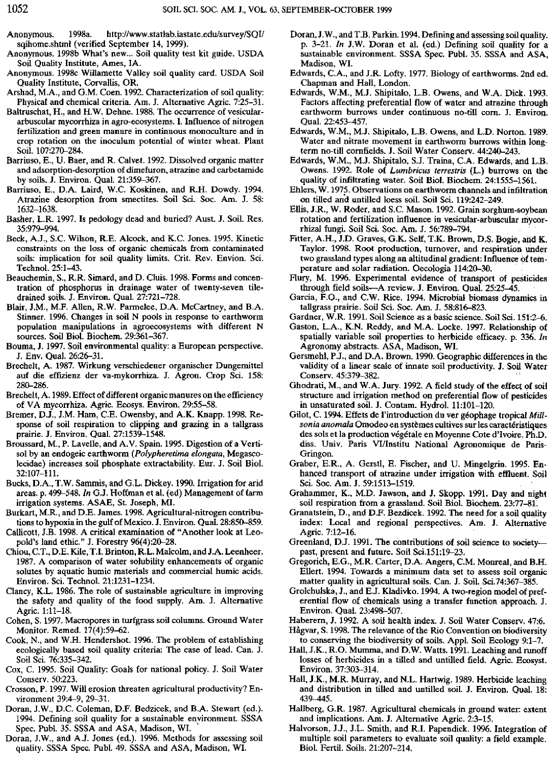Anonymous. 1998a. http://www.statlab.iastate.edu/survey/SQI/sqihome.shtml (verified September 14, 1999).

Anonymous. 1998b What's new... Soil quality test kit guide. USDA Soil Quality Institute, Ames, IA.

Anonymous. 1998c Willamette Valley soil quality card. USDA Soil Quality Institute, Corvallis, OR.

Arshad, M.A., and G.M. Coen. 1992. Characterization of soil quality: Physical and chemical criteria. Am. J. Alternative Agric. 7:25–31.

Baltruschat, H., and H.W. Dehne. 1988. The occurrence of vesicular-arbuscular mycorrhiza in agro-ecosystems. I. Influence of nitrogen fertilization and green manure in continuous monoculture and in crop rotation on the inoculum potential of winter wheat. Plant Soil. 107:270–284.

Barriuso, E., U. Baer, and R. Calvet. 1992. Dissolved organic matter and adsorption-desorption of dimefuron, atrazine and carbetamide by soils. J. Environ. Qual. 21:359–367.

Barriuso, E., D.A. Laird, W.C. Koskinen, and R.H. Dowdy. 1994. Atrazine desorption from smectites. Soil Sci. Soc. Am. J. 58: 1632–1638.

Basher, L.R. 1997. Is pedology dead and buried? Aust. J. Soil. Res. 35:979–994.

Beck, A.J., S.C. Wilson, R.E. Alcock, and K.C. Jones. 1995. Kinetic constraints on the loss of organic chemicals from contaminated soils: implication for soil quality limits. Crit. Rev. Envion. Sci. Technol. 25:1–43.

Beauchemin, S., R.R. Simard, and D. Cluis. 1998. Forms and concentration of phosphorus in drainage water of twenty-seven tile-drained soils. J. Environ. Qual. 27:721–728.

Blair, J.M., M.F. Allen, R.W. Parmelee, D.A. McCartney, and B.A. Stinner. 1996. Changes in soil N pools in response to earthworm population manipulations in agroecosystems with different N sources. Soil Biol. Biochem. 29:361–367.

Bouma, J. 1997. Soil environmental quality: a European perspective. J. Env. Qual. 26:26–31.

Brechelt, A. 1987. Wirkung verschiedener organischer Dungemittel auf die effizienz der va-mykorrhiza. J. Agron. Crop Sci. 158: 280–286.

Brechelt, A. 1989. Effect of different organic manures on the efficiency of VA mycorrhiza. Agric. Ecosys. Environ. 29:55–58.

Bremer, D.J., J.M. Ham, C.E. Owensby, and A.K. Knapp. 1998. Response of soil respiration to clipping and grazing in a tallgrass prairie. J. Environ. Qual. 27:1539–1548.

Broussard, M., P. Lavelle, and A.V. Spain. 1995. Digestion of a Vertisol by an endogeic earthworm (*Polypheretima elongata*, Megascolecidae) increases soil phosphate extractability. Eur. J. Soil Biol. 32:107–111.

Bucks, D.A., T.W. Sammis, and G.L. Dickey. 1990. Irrigation for arid areas. p. 499–548. *In* G.J. Hoffman et al. (ed) Management of farm irrigation systems. ASAE, St. Joseph, MI.

Burkart, M.R., and D.E. James. 1998. Agricultural-nitrogen contributions to hypoxia in the gulf of Mexico. J. Environ. Qual. 28:850–859.

Callicott, J.B. 1998. A critical examination of "Another look at Leopold's land ethic." J. Forestry 96(4):20–28.

Chiou, C.T., D.E. Kile, T.I. Brinton, R.L. Malcolm, and J.A. Leenheer. 1987. A comparison of water solubility enhancements of organic solutes by aquatic humic materials and commercial humic acids. Environ. Sci. Technol. 21:1231–1234.

Clancy, K.L. 1986. The role of sustainable agriculture in improving the safety and quality of the food supply. Am. J. Alternative Agric. 1:11–18.

Cohen, S. 1997. Macropores in turfgrass soil columns. Ground Water Monitor. Remed. 17(4):59–62.

Cook, N., and W.H. Hendershot. 1996. The problem of establishing ecologically based soil quality criteria: The case of lead. Can. J. Soil Sci. 76:335–342.

Cox, C. 1995. Soil Quality: Goals for national policy. J. Soil Water Conserv. 50:223.

Crosson, P. 1997. Will erosion threaten agricultural productivity? Environment 39:4–9, 29–31.

Doran, J.W., D.C. Coleman, D.F. Bedzicek, and B.A. Stewart (ed.). 1994. Defining soil quality for a sustainable environment. SSSA Spec. Publ. 35. SSSA and ASA, Madison, WI.

Doran, J.W., and A.J. Jones (ed.). 1996. Methods for assessing soil quality. SSSA Spec. Publ. 49. SSSA and ASA, Madison, WI.

Doran, J.W., and T.B. Parkin. 1994. Defining and assessing soil quality. p. 3–21. *In* J.W. Doran et al. (ed.) Defining soil quality for a sustainable environment. SSSA Spec. Publ. 35. SSSA and ASA, Madison, WI.

Edwards, C.A., and J.R. Lofty. 1977. Biology of earthworms. 2nd ed. Chapman and Hall, London.

Edwards, W.M., M.J. Shipitalo, L.B. Owens, and W.A. Dick. 1993. Factors affecting preferential flow of water and atrazine through earthworm burrows under continuous no-till corn. J. Environ. Qual. 22:453–457.

Edwards, W.M., M.J. Shipitalo, L.B. Owens, and L.D. Norton. 1989. Water and nitrate movement in earthworm burrows within long-term no-till cornfields. J. Soil Water Conserv. 44:240–243.

Edwards, W.M., M.J. Shipitalo, S.J. Traina, C.A. Edwards, and L.B. Owens. 1992. Role of *Lumbricus terrestris* (L.) burrows on the quality of infiltrating water. Soil Biol. Biochem. 24:1555–1561.

Ehlers, W. 1975. Observations on earthworm channels and infiltration on tilled and untilled loess soil. Soil Sci. 119:242–249.

Ellis, J.R., W. Roder, and S.C. Mason. 1992. Grain sorghum-soybean rotation and fertilization influence in vesicular-arbuscular mycorrhizal fungi. Soil Sci. Soc. Am. J. 56:789–794.

Fitter, A.H., J.D. Graves, G.K. Self, T.K. Brown, D.S. Bogie, and K. Taylor. 1998. Root production, turnover, and respiration under two grassland types along an altitudinal gradient: Influence of temperature and solar radiation. Oecologia 114:20–30.

Flury, M. 1996. Experimental evidence of transport of pesticides through field soils—A review. J. Environ. Qual. 25:25–45.

Garcia, F.O., and C.W. Rice. 1994. Microbial biomass dynamics in tallgrass prairie. Soil Sci. Soc. Am. J. 58:816–823.

Gardner, W.R. 1991. Soil Science as a basic science. Soil Sci. 151:2–6.

Gaston, L.A., K.N. Reddy, and M.A. Locke. 1997. Relationship of spatially variable soil properties to herbicide efficacy. p. 336. *In* Agronomy abstracts. ASA, Madison, WI.

Gersmehl, P.J., and D.A. Brown. 1990. Geographic differences in the validity of a linear scale of innate soil productivity. J. Soil Water Conserv. 45:379–382.

Ghodrati, M., and W.A. Jury. 1992. A field study of the effect of soil structure and irrigation method on preferential flow of pesticides in unsaturated soil. J. Contam. Hydrol. 11:101–120.

Gilot, C. 1994. Effets de l'introduction du ver géophage tropical *Millsonia anomala* Omodeo en systèmes cultivés sur les caractéristiques des sols et la production végétale en Moyenne Cote d'Ivoire. Ph.D. diss. Univ. Paris VI/Institu National Agronomique de Paris-Grignon.

Graber, E.R., A. Gerstl, E. Fischer, and U. Mingelgrin. 1995. Enhanced transport of atrazine under irrigation with effluent. Soil Sci. Soc. Am. J. 59:1513–1519.

Grahammer, K., M.D. Jawson, and J. Skopp. 1991. Day and night soil respiration from a grassland. Soil Biol. Biochem. 23:77–81.

Granatstein, D., and D.F. Bezdicek. 1992. The need for a soil quality index: Local and regional perspectives. Am. J. Alternative Agric. 7:12–16.

Greenland, D.J. 1991. The contributions of soil science to society—past, present and future. Soil Sci.151:19–23.

Gregorich, E.G., M.R. Carter, D.A. Angers, C.M. Monreal, and B.H. Ellert. 1994. Towards a minimum data set to assess soil organic matter quality in agricultural soils. Can. J. Soil. Sci.74:367–385.

Grolchulska, J., and E.J. Kladivko. 1994. A two-region model of preferential flow of chemicals using a transfer function approach. J. Environ. Qual. 23:498–507.

Haberern, J. 1992. A soil health index. J. Soil Water Conserv. 47:6.

Hågvar, S. 1998. The relevance of the Rio Convention on biodiversity to conserving the biodiversity of soils. Appl. Soil Ecology 9:1–7.

Hall, J.K., R.O. Mumma, and D.W. Watts. 1991. Leaching and runoff losses of herbicides in a tilled and untilled field. Agric. Ecosyst. Environ. 37:303–314.

Hall, J.K., M.R. Murray, and N.L. Hartwig. 1989. Herbicide leaching and distribution in tilled and untilled soil. J. Environ. Qual. 18: 439–445.

Hallberg, G.R. 1987. Agricultural chemicals in ground water: extent and implications. Am. J. Alternative Agric. 2:3–15.

Halvorson, J.J., J.L. Smith, and R.I. Papendick. 1996. Integration of multiple soil parameters to evaluate soil quality: a field example. Biol. Fertil. Soils. 21:207–214.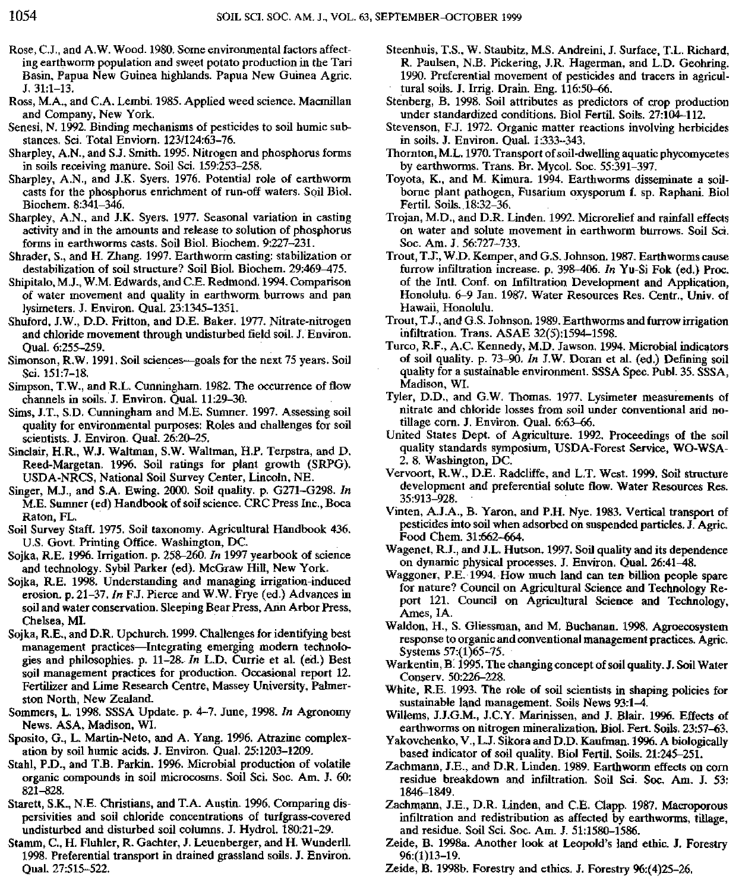Rose, C.J., and A.W. Wood. 1980. Some environmental factors affecting earthworm population and sweet potato production in the Tari Basin, Papua New Guinea highlands. Papua New Guinea Agric. J. 31:1–13.

Ross, M.A., and C.A. Lembi. 1985. Applied weed science. Macmillan and Company, New York.

Senesi, N. 1992. Binding mechanisms of pesticides to soil humic substances. Sci. Total Enviorn. 123/124:63–76.

Sharpley, A.N., and S.J. Smith. 1995. Nitrogen and phosphorus forms in soils receiving manure. Soil Sci. 159:253–258.

Sharpley, A.N., and J.K. Syers. 1976. Potential role of earthworm casts for the phosphorus enrichment of run-off waters. Soil Biol. Biochem. 8:341–346.

Sharpley, A.N., and J.K. Syers. 1977. Seasonal variation in casting activity and in the amounts and release to solution of phosphorus forms in earthworms casts. Soil Biol. Biochem. 9:227–231.

Shrader, S., and H. Zhang. 1997. Earthworm casting: stabilization or destabilization of soil structure? Soil Biol. Biochem. 29:469–475.

Shipitalo, M.J., W.M. Edwards, and C.E. Redmond. 1994. Comparison of water movement and quality in earthworm burrows and pan lysimeters. J. Environ. Qual. 23:1345–1351.

Shuford, J.W., D.D. Fritton, and D.E. Baker. 1977. Nitrate-nitrogen and chloride movement through undisturbed field soil. J. Environ. Qual. 6:255–259.

Simonson, R.W. 1991. Soil sciences—goals for the next 75 years. Soil Sci. 151:7–18.

Simpson, T.W., and R.L. Cunningham. 1982. The occurrence of flow channels in soils. J. Environ. Qual. 11:29–30.

Sims, J.T., S.D. Cunningham and M.E. Sumner. 1997. Assessing soil quality for environmental purposes: Roles and challenges for soil scientists. J. Environ. Qual. 26:20–25.

Sinclair, H.R., W.J. Waltman, S.W. Waltman, H.P. Terpstra, and D. Reed-Margetan. 1996. Soil ratings for plant growth (SRPG). USDA-NRCS, National Soil Survey Center, Lincoln, NE.

Singer, M.J., and S.A. Ewing. 2000. Soil quality. p. G271–G298. *In* M.E. Sumner (ed) Handbook of soil science. CRC Press Inc., Boca Raton, FL.

Soil Survey Staff. 1975. Soil taxonomy. Agricultural Handbook 436. U.S. Govt. Printing Office. Washington, DC.

Sojka, R.E. 1996. Irrigation. p. 258–260. *In* 1997 yearbook of science and technology. Sybil Parker (ed). McGraw Hill, New York.

Sojka, R.E. 1998. Understanding and managing irrigation-induced erosion. p. 21–37. *In* F.J. Pierce and W.W. Frye (ed.) Advances in soil and water conservation. Sleeping Bear Press, Ann Arbor Press, Chelsea, MI.

Sojka, R.E., and D.R. Upchurch. 1999. Challenges for identifying best management practices—Integrating emerging modern technologies and philosophies. p. 11–28. *In* L.D. Currie et al. (ed.) Best soil management practices for production. Occasional report 12. Fertilizer and Lime Research Centre, Massey University, Palmerston North, New Zealand.

Sommers, L. 1998. SSSA Update. p. 4–7. June, 1998. *In* Agronomy News. ASA, Madison, WI.

Sposito, G., L. Martin-Neto, and A. Yang. 1996. Atrazine complexation by soil humic acids. J. Environ. Qual. 25:1203–1209.

Stahl, P.D., and T.B. Parkin. 1996. Microbial production of volatile organic compounds in soil microcosms. Soil Sci. Soc. Am. J. 60: 821–828.

Starett, S.K., N.E. Christians, and T.A. Austin. 1996. Comparing dispersivities and soil chloride concentrations of turfgrass-covered undisturbed and disturbed soil columns. J. Hydrol. 180:21–29.

Stamm, C., H. Fluhler, R. Gachter, J. Leuenberger, and H. Wunderll. 1998. Preferential transport in drained grassland soils. J. Environ. Qual. 27:515–522.

Steenhuis, T.S., W. Staubitz, M.S. Andreini, J. Surface, T.L. Richard, R. Paulsen, N.B. Pickering, J.R. Hagerman, and L.D. Geohring. 1990. Preferential movement of pesticides and tracers in agricultural soils. J. Irrig. Drain. Eng. 116:50–66.

Stenberg, B. 1998. Soil attributes as predictors of crop production under standardized conditions. Biol Fertil. Soils. 27:104–112.

Stevenson, F.J. 1972. Organic matter reactions involving herbicides in soils. J. Environ. Qual. 1:333–343.

Thornton, M.L. 1970. Transport of soil-dwelling aquatic phycomycetes by earthworms. Trans. Br. Mycol. Soc. 55:391–397.

Toyota, K., and M. Kimura. 1994. Earthworms disseminate a soil-borne plant pathogen, Fusarium oxysporum f. sp. Raphani. Biol Fertil. Soils. 18:32–36.

Trojan, M.D., and D.R. Linden. 1992. Microrelief and rainfall effects on water and solute movement in earthworm burrows. Soil Sci. Soc. Am. J. 56:727–733.

Trout, T.J., W.D. Kemper, and G.S. Johnson. 1987. Earthworms cause furrow infiltration increase. p. 398–406. *In* Yu-Si Fok (ed.) Proc. of the Intl. Conf. on Infiltration Development and Application, Honolulu. 6–9 Jan. 1987. Water Resources Res. Centr., Univ. of Hawaii, Honolulu.

Trout, T.J., and G.S. Johnson. 1989. Earthworms and furrow irrigation infiltration. Trans. ASAE 32(5):1594–1598.

Turco, R.F., A.C. Kennedy, M.D. Jawson. 1994. Microbial indicators of soil quality. p. 73–90. *In* J.W. Doran et al. (ed.) Defining soil quality for a sustainable environment. SSSA Spec. Publ. 35. SSSA, Madison, WI.

Tyler, D.D., and G.W. Thomas. 1977. Lysimeter measurements of nitrate and chloride losses from soil under conventional and no-tillage corn. J. Environ. Qual. 6:63–66.

United States Dept. of Agriculture. 1992. Proceedings of the soil quality standards symposium, USDA-Forest Service, WO-WSA-2. 8. Washington, DC.

Vervoort, R.W., D.E. Radcliffe, and L.T. West. 1999. Soil structure development and preferential solute flow. Water Resources Res. 35:913–928.

Vinten, A.J.A., B. Yaron, and P.H. Nye. 1983. Vertical transport of pesticides into soil when adsorbed on suspended particles. J. Agric. Food Chem. 31:662–664.

Wagenet, R.J., and J.L. Hutson. 1997. Soil quality and its dependence on dynamic physical processes. J. Environ. Qual. 26:41–48.

Waggoner, P.E. 1994. How much land can ten billion people spare for nature? Council on Agricultural Science and Technology Report 121. Council on Agricultural Science and Technology, Ames, IA.

Waldon, H., S. Gliessman, and M. Buchanan. 1998. Agroecosystem response to organic and conventional management practices. Agric. Systems 57:(1)65–75.

Warkentin, B. 1995. The changing concept of soil quality. J. Soil Water Conserv. 50:226–228.

White, R.E. 1993. The role of soil scientists in shaping policies for sustainable land management. Soils News 93:1–4.

Willems, J.J.G.M., J.C.Y. Marinissen, and J. Blair. 1996. Effects of earthworms on nitrogen mineralization. Biol. Fert. Soils. 23:57–63.

Yakovchenko, V., L.J. Sikora and D.D. Kaufman. 1996. A biologically based indicator of soil quality. Biol Fertil. Soils. 21:245–251.

Zachmann, J.E., and D.R. Linden. 1989. Earthworm effects on corn residue breakdown and infiltration. Soil Sci. Soc. Am. J. 53: 1846–1849.

Zachmann, J.E., D.R. Linden, and C.E. Clapp. 1987. Macroporous infiltration and redistribution as affected by earthworms, tillage, and residue. Soil Sci. Soc. Am. J. 51:1580–1586.

Zeide, B. 1998a. Another look at Leopold's land ethic. J. Forestry 96:(1)13–19.

Zeide, B. 1998b. Forestry and ethics. J. Forestry 96:(4)25–26.